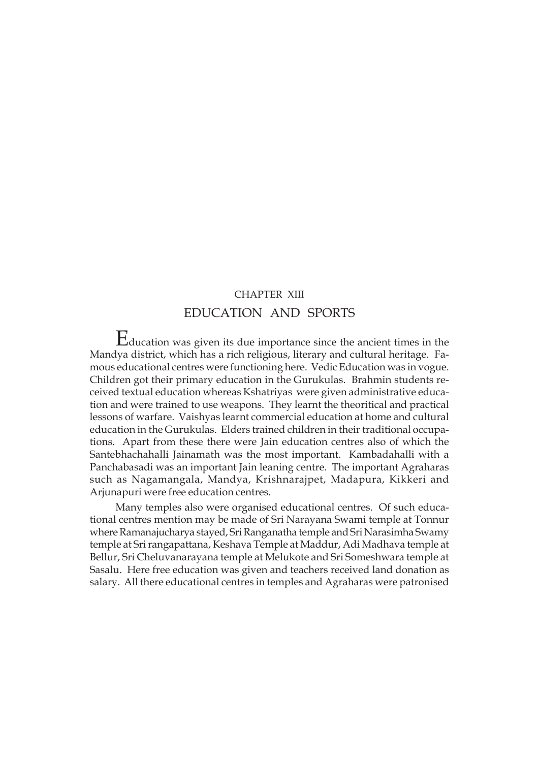CHAPTER XIII

# EDUCATION AND SPORTS

Education was given its due importance since the ancient times in the Mandya district, which has a rich religious, literary and cultural heritage. Famous educational centres were functioning here. Vedic Education was in vogue. Children got their primary education in the Gurukulas. Brahmin students received textual education whereas Kshatriyas were given administrative education and were trained to use weapons. They learnt the theoritical and practical lessons of warfare. Vaishyas learnt commercial education at home and cultural education in the Gurukulas. Elders trained children in their traditional occupations. Apart from these there were Jain education centres also of which the Santebhachahalli Jainamath was the most important. Kambadahalli with a Panchabasadi was an important Jain leaning centre. The important Agraharas such as Nagamangala, Mandya, Krishnarajpet, Madapura, Kikkeri and Arjunapuri were free education centres.

Many temples also were organised educational centres. Of such educational centres mention may be made of Sri Narayana Swami temple at Tonnur where Ramanajucharya stayed, Sri Ranganatha temple and Sri Narasimha Swamy temple at Sri rangapattana, Keshava Temple at Maddur, Adi Madhava temple at Bellur, Sri Cheluvanarayana temple at Melukote and Sri Someshwara temple at Sasalu. Here free education was given and teachers received land donation as salary. All there educational centres in temples and Agraharas were patronised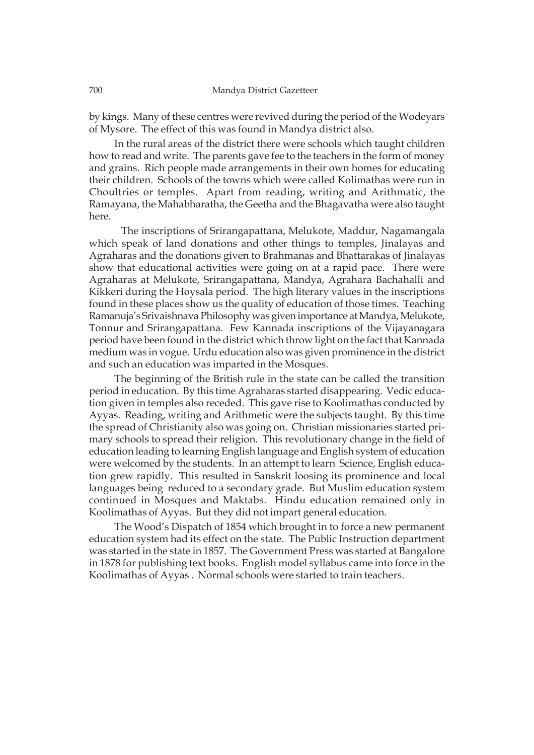by kings. Many of these centres were revived during the period of the Wodeyars of Mysore. The effect of this was found in Mandya district also.

In the rural areas of the district there were schools which taught children how to read and write. The parents gave fee to the teachers in the form of money and grains. Rich people made arrangements in their own homes for educating their children. Schools of the towns which were called Kolimathas were run in Choultries or temples. Apart from reading, writing and Arithmatic, the Ramayana, the Mahabharatha, the Geetha and the Bhagavatha were also taught here.

The inscriptions of Srirangapattana, Melukote, Maddur, Nagamangala which speak of land donations and other things to temples, Jinalayas and Agraharas and the donations given to Brahmanas and Bhattarakas of Jinalayas show that educational activities were going on at a rapid pace. There were Agraharas at Melukote, Srirangapattana, Mandya, Agrahara Bachahalli and Kikkeri during the Hoysala period. The high literary values in the inscriptions found in these places show us the quality of education of those times. Teaching Ramanuja's Srivaishnava Philosophy was given importance at Mandya, Melukote, Tonnur and Srirangapattana. Few Kannada inscriptions of the Vijayanagara period have been found in the district which throw light on the fact that Kannada medium was in vogue. Urdu education also was given prominence in the district and such an education was imparted in the Mosques.

The beginning of the British rule in the state can be called the transition period in education. By this time Agraharas started disappearing. Vedic education given in temples also receded. This gave rise to Koolimathas conducted by Ayyas. Reading, writing and Arithmetic were the subjects taught. By this time the spread of Christianity also was going on. Christian missionaries started primary schools to spread their religion. This revolutionary change in the field of education leading to learning English language and English system of education were welcomed by the students. In an attempt to learn Science, English education grew rapidly. This resulted in Sanskrit loosing its prominence and local languages being reduced to a secondary grade. But Muslim education system continued in Mosques and Maktabs. Hindu education remained only in Koolimathas of Ayyas. But they did not impart general education.

The Wood's Dispatch of 1854 which brought in to force a new permanent education system had its effect on the state. The Public Instruction department was started in the state in 1857. The Government Press was started at Bangalore in 1878 for publishing text books. English model syllabus came into force in the Koolimathas of Ayyas . Normal schools were started to train teachers.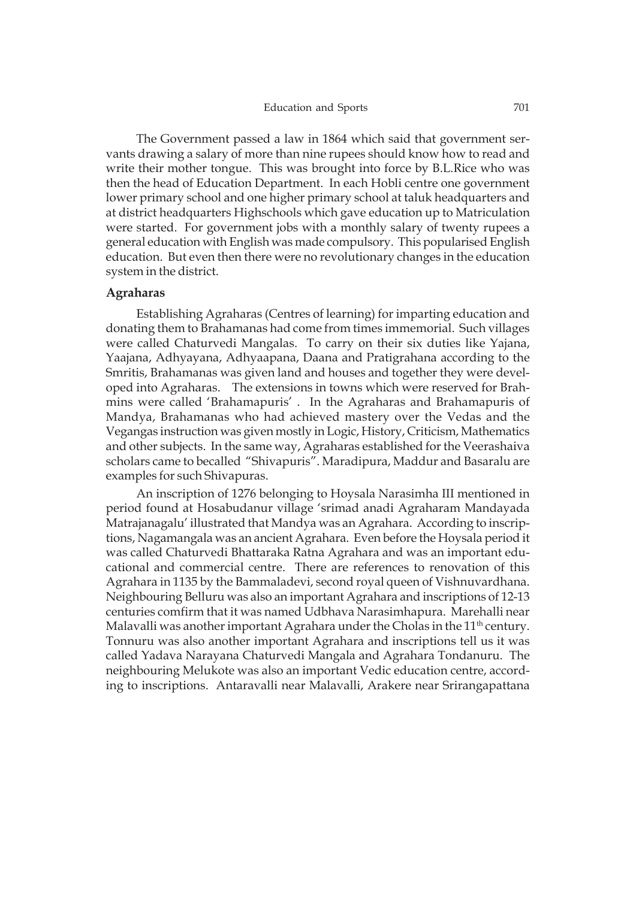The Government passed a law in 1864 which said that government servants drawing a salary of more than nine rupees should know how to read and write their mother tongue. This was brought into force by B.L.Rice who was then the head of Education Department. In each Hobli centre one government lower primary school and one higher primary school at taluk headquarters and at district headquarters Highschools which gave education up to Matriculation were started. For government jobs with a monthly salary of twenty rupees a general education with English was made compulsory. This popularised English education. But even then there were no revolutionary changes in the education system in the district.

### Agraharas

Establishing Agraharas (Centres of learning) for imparting education and donating them to Brahamanas had come from times immemorial. Such villages were called Chaturvedi Mangalas. To carry on their six duties like Yajana, Yaajana, Adhyayana, Adhyaapana, Daana and Pratigrahana according to the Smritis, Brahamanas was given land and houses and together they were developed into Agraharas. The extensions in towns which were reserved for Brahmins were called 'Brahamapuris' . In the Agraharas and Brahamapuris of Mandya, Brahamanas who had achieved mastery over the Vedas and the Vegangas instruction was given mostly in Logic, History, Criticism, Mathematics and other subjects. In the same way, Agraharas established for the Veerashaiva scholars came to becalled "Shivapuris". Maradipura, Maddur and Basaralu are examples for such Shivapuras.

An inscription of 1276 belonging to Hoysala Narasimha III mentioned in period found at Hosabudanur village 'srimad anadi Agraharam Mandayada Matrajanagalu' illustrated that Mandya was an Agrahara. According to inscriptions, Nagamangala was an ancient Agrahara. Even before the Hoysala period it was called Chaturvedi Bhattaraka Ratna Agrahara and was an important educational and commercial centre. There are references to renovation of this Agrahara in 1135 by the Bammaladevi, second royal queen of Vishnuvardhana. Neighbouring Belluru was also an important Agrahara and inscriptions of 12-13 centuries comfirm that it was named Udbhava Narasimhapura. Marehalli near Malavalli was another important Agrahara under the Cholas in the 11th century. Tonnuru was also another important Agrahara and inscriptions tell us it was called Yadava Narayana Chaturvedi Mangala and Agrahara Tondanuru. The neighbouring Melukote was also an important Vedic education centre, according to inscriptions. Antaravalli near Malavalli, Arakere near Srirangapattana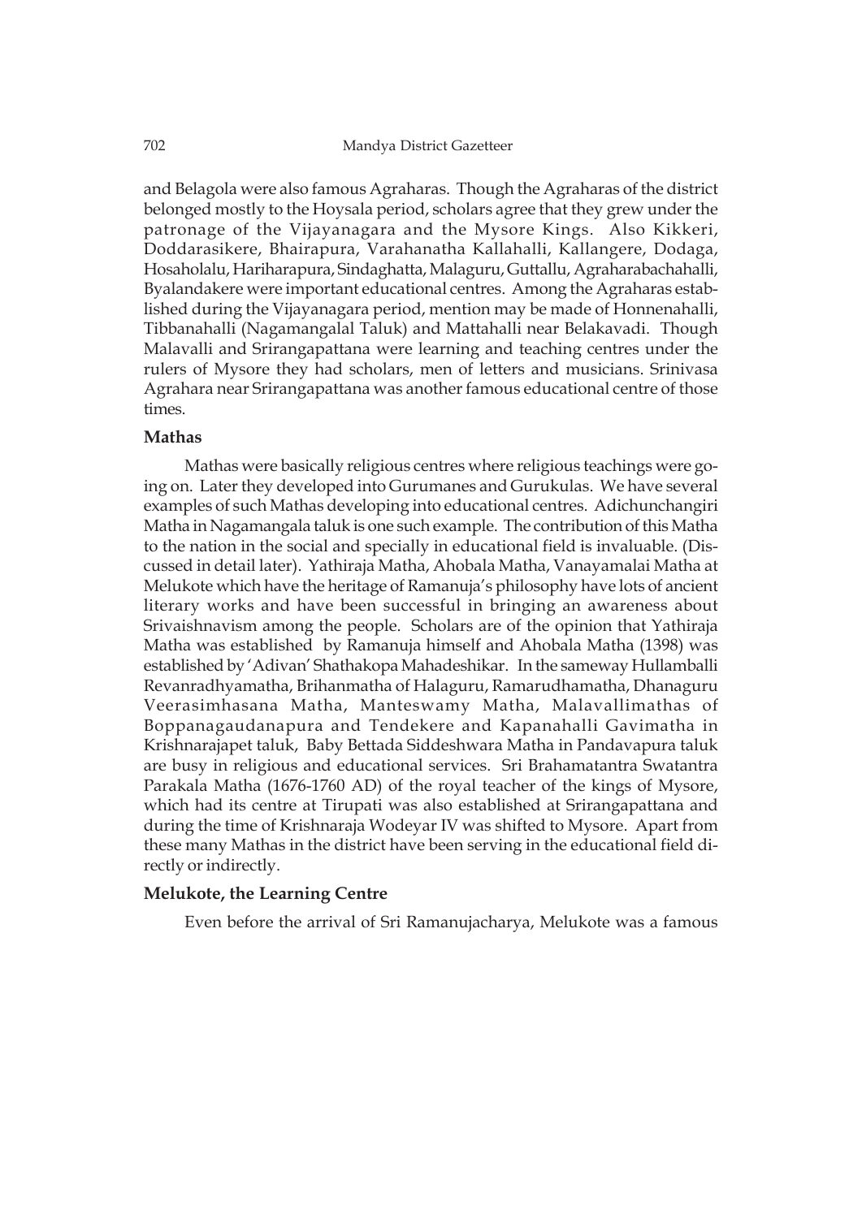and Belagola were also famous Agraharas. Though the Agraharas of the district belonged mostly to the Hoysala period, scholars agree that they grew under the patronage of the Vijayanagara and the Mysore Kings. Also Kikkeri, Doddarasikere, Bhairapura, Varahanatha Kallahalli, Kallangere, Dodaga, Hosaholalu, Hariharapura, Sindaghatta, Malaguru, Guttallu, Agraharabachahalli, Byalandakere were important educational centres. Among the Agraharas established during the Vijayanagara period, mention may be made of Honnenahalli, Tibbanahalli (Nagamangalal Taluk) and Mattahalli near Belakavadi. Though Malavalli and Srirangapattana were learning and teaching centres under the rulers of Mysore they had scholars, men of letters and musicians. Srinivasa Agrahara near Srirangapattana was another famous educational centre of those times.

**Mathas**

Mathas were basically religious centres where religious teachings were going on. Later they developed into Gurumanes and Gurukulas. We have several examples of such Mathas developing into educational centres. Adichunchangiri Matha in Nagamangala taluk is one such example. The contribution of this Matha to the nation in the social and specially in educational field is invaluable. (Discussed in detail later). Yathiraja Matha, Ahobala Matha, Vanayamalai Matha at Melukote which have the heritage of Ramanuja's philosophy have lots of ancient literary works and have been successful in bringing an awareness about Srivaishnavism among the people. Scholars are of the opinion that Yathiraja Matha was established by Ramanuja himself and Ahobala Matha (1398) was established by 'Adivan' Shathakopa Mahadeshikar. In the sameway Hullamballi Revanradhyamatha, Brihanmatha of Halaguru, Ramarudhamatha, Dhanaguru Veerasimhasana Matha, Manteswamy Matha, Malavallimathas of Boppanagaudanapura and Tendekere and Kapanahalli Gavimatha in Krishnarajapet taluk, Baby Bettada Siddeshwara Matha in Pandavapura taluk are busy in religious and educational services. Sri Brahamatantra Swatantra Parakala Matha (1676-1760 AD) of the royal teacher of the kings of Mysore, which had its centre at Tirupati was also established at Srirangapattana and during the time of Krishnaraja Wodeyar IV was shifted to Mysore. Apart from these many Mathas in the district have been serving in the educational field directly or indirectly.

**Melukote, the Learning Centre**

Even before the arrival of Sri Ramanujacharya, Melukote was a famous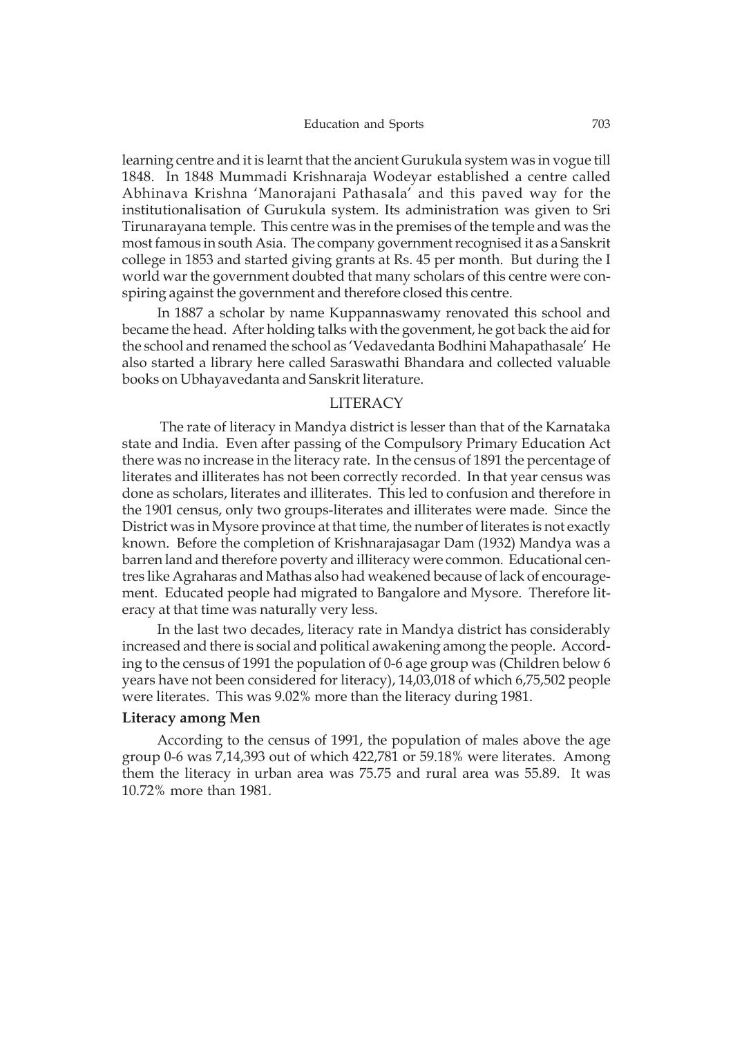learning centre and it is learnt that the ancient Gurukula system was in vogue till 1848. In 1848 Mummadi Krishnaraja Wodeyar established a centre called Abhinava Krishna 'Manorajani Pathasala' and this paved way for the institutionalisation of Gurukula system. Its administration was given to Sri Tirunarayana temple. This centre was in the premises of the temple and was the most famous in south Asia. The company government recognised it as a Sanskrit college in 1853 and started giving grants at Rs. 45 per month. But during the I world war the government doubted that many scholars of this centre were conspiring against the government and therefore closed this centre.

In 1887 a scholar by name Kuppannaswamy renovated this school and became the head. After holding talks with the govenment, he got back the aid for the school and renamed the school as 'Vedavedanta Bodhini Mahapathasale' He also started a library here called Saraswathi Bhandara and collected valuable books on Ubhayavedanta and Sanskrit literature.

## LITERACY

The rate of literacy in Mandya district is lesser than that of the Karnataka state and India. Even after passing of the Compulsory Primary Education Act there was no increase in the literacy rate. In the census of 1891 the percentage of literates and illiterates has not been correctly recorded. In that year census was done as scholars, literates and illiterates. This led to confusion and therefore in the 1901 census, only two groups-literates and illiterates were made. Since the District was in Mysore province at that time, the number of literates is not exactly known. Before the completion of Krishnarajasagar Dam (1932) Mandya was a barren land and therefore poverty and illiteracy were common. Educational centres like Agraharas and Mathas also had weakened because of lack of encouragement. Educated people had migrated to Bangalore and Mysore. Therefore literacy at that time was naturally very less.

In the last two decades, literacy rate in Mandya district has considerably increased and there is social and political awakening among the people. According to the census of 1991 the population of 0-6 age group was (Children below 6 years have not been considered for literacy), 14,03,018 of which 6,75,502 people were literates. This was 9.02% more than the literacy during 1981.

**Literacy among Men**

According to the census of 1991, the population of males above the age group 0-6 was 7,14,393 out of which 422,781 or 59.18% were literates. Among them the literacy in urban area was 75.75 and rural area was 55.89. It was 10.72% more than 1981.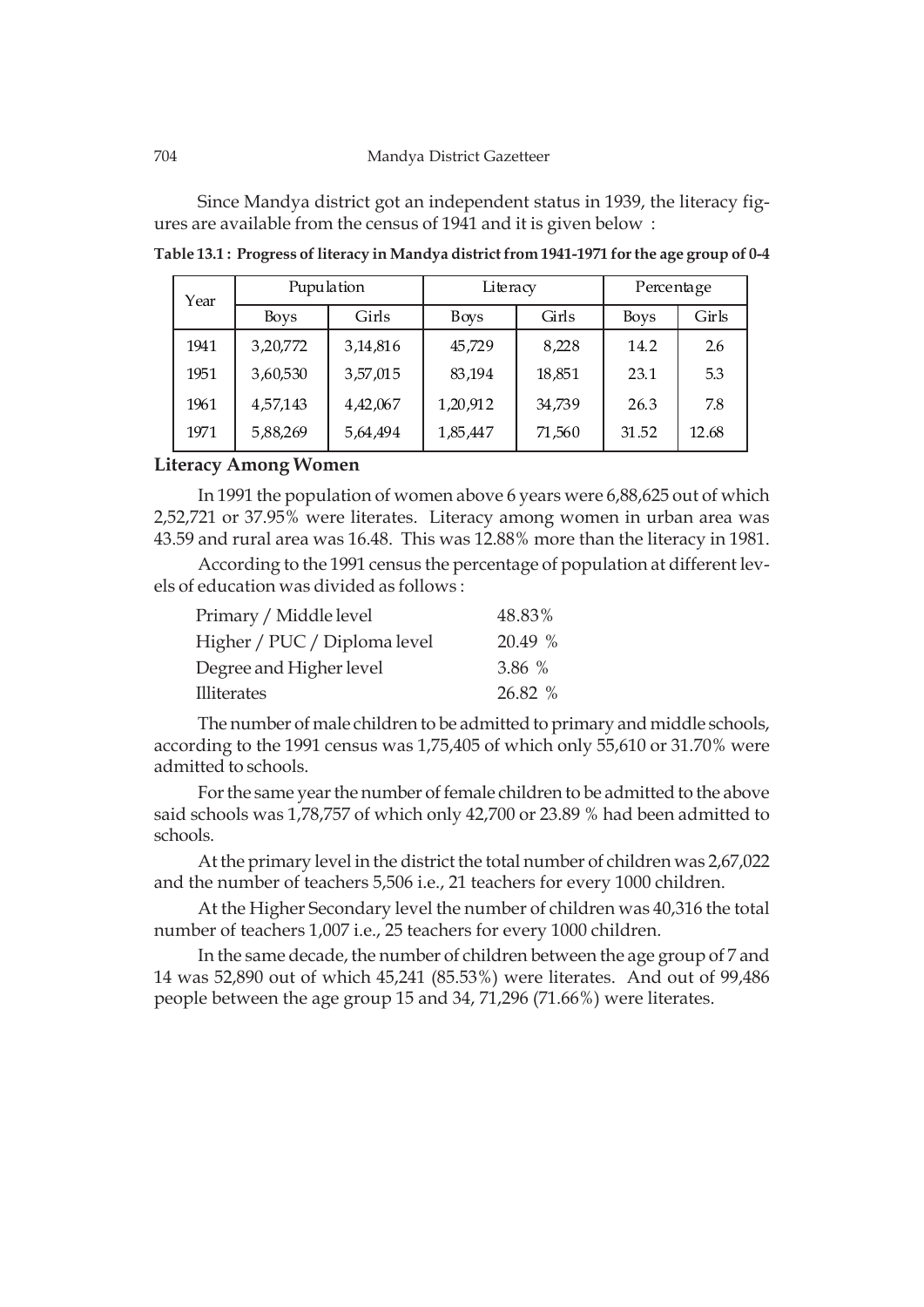Since Mandya district got an independent status in 1939, the literacy figures are available from the census of 1941 and it is given below :

**Table 13.1 : Progress of literacy in Mandya district from 1941-1971 for the age group of 0-4**

| Year | Pupulation | | Literacy | | Percentage | |
|---|---|---|---|---|---|---|
| | Boys | Girls | Boys | Girls | Boys | Girls |
| 1941 | 3,20,772 | 3,14,816 | 45,729 | 8,228 | 14.2 | 2.6 |
| 1951 | 3,60,530 | 3,57,015 | 83,194 | 18,851 | 23.1 | 5.3 |
| 1961 | 4,57,143 | 4,42,067 | 1,20,912 | 34,739 | 26.3 | 7.8 |
| 1971 | 5,88,269 | 5,64,494 | 1,85,447 | 71,560 | 31.52 | 12.68 |

### Literacy Among Women

In 1991 the population of women above 6 years were 6,88,625 out of which 2,52,721 or 37.95% were literates. Literacy among women in urban area was 43.59 and rural area was 16.48. This was 12.88% more than the literacy in 1981.

According to the 1991 census the percentage of population at different levels of education was divided as follows :

| | |
|---|---|
| Primary / Middle level | 48.83% |
| Higher / PUC / Diploma level | 20.49 % |
| Degree and Higher level | 3.86 % |
| Illiterates | 26.82 % |

The number of male children to be admitted to primary and middle schools, according to the 1991 census was 1,75,405 of which only 55,610 or 31.70% were admitted to schools.

For the same year the number of female children to be admitted to the above said schools was 1,78,757 of which only 42,700 or 23.89 % had been admitted to schools.

At the primary level in the district the total number of children was 2,67,022 and the number of teachers 5,506 i.e., 21 teachers for every 1000 children.

At the Higher Secondary level the number of children was 40,316 the total number of teachers 1,007 i.e., 25 teachers for every 1000 children.

In the same decade, the number of children between the age group of 7 and 14 was 52,890 out of which 45,241 (85.53%) were literates. And out of 99,486 people between the age group 15 and 34, 71,296 (71.66%) were literates.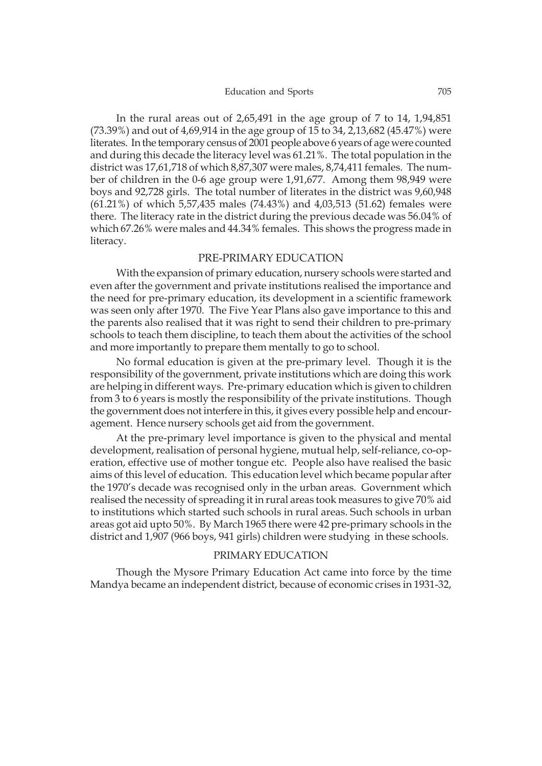In the rural areas out of 2,65,491 in the age group of 7 to 14, 1,94,851 (73.39%) and out of 4,69,914 in the age group of 15 to 34, 2,13,682 (45.47%) were literates. In the temporary census of 2001 people above 6 years of age were counted and during this decade the literacy level was 61.21%. The total population in the district was 17,61,718 of which 8,87,307 were males, 8,74,411 females. The number of children in the 0-6 age group were 1,91,677. Among them 98,949 were boys and 92,728 girls. The total number of literates in the district was 9,60,948 (61.21%) of which 5,57,435 males (74.43%) and 4,03,513 (51.62) females were there. The literacy rate in the district during the previous decade was 56.04% of which 67.26% were males and 44.34% females. This shows the progress made in literacy.

## PRE-PRIMARY EDUCATION

With the expansion of primary education, nursery schools were started and even after the government and private institutions realised the importance and the need for pre-primary education, its development in a scientific framework was seen only after 1970. The Five Year Plans also gave importance to this and the parents also realised that it was right to send their children to pre-primary schools to teach them discipline, to teach them about the activities of the school and more importantly to prepare them mentally to go to school.

No formal education is given at the pre-primary level. Though it is the responsibility of the government, private institutions which are doing this work are helping in different ways. Pre-primary education which is given to children from 3 to 6 years is mostly the responsibility of the private institutions. Though the government does not interfere in this, it gives every possible help and encouragement. Hence nursery schools get aid from the government.

At the pre-primary level importance is given to the physical and mental development, realisation of personal hygiene, mutual help, self-reliance, co-operation, effective use of mother tongue etc. People also have realised the basic aims of this level of education. This education level which became popular after the 1970's decade was recognised only in the urban areas. Government which realised the necessity of spreading it in rural areas took measures to give 70% aid to institutions which started such schools in rural areas. Such schools in urban areas got aid upto 50%. By March 1965 there were 42 pre-primary schools in the district and 1,907 (966 boys, 941 girls) children were studying in these schools.

## PRIMARY EDUCATION

Though the Mysore Primary Education Act came into force by the time Mandya became an independent district, because of economic crises in 1931-32,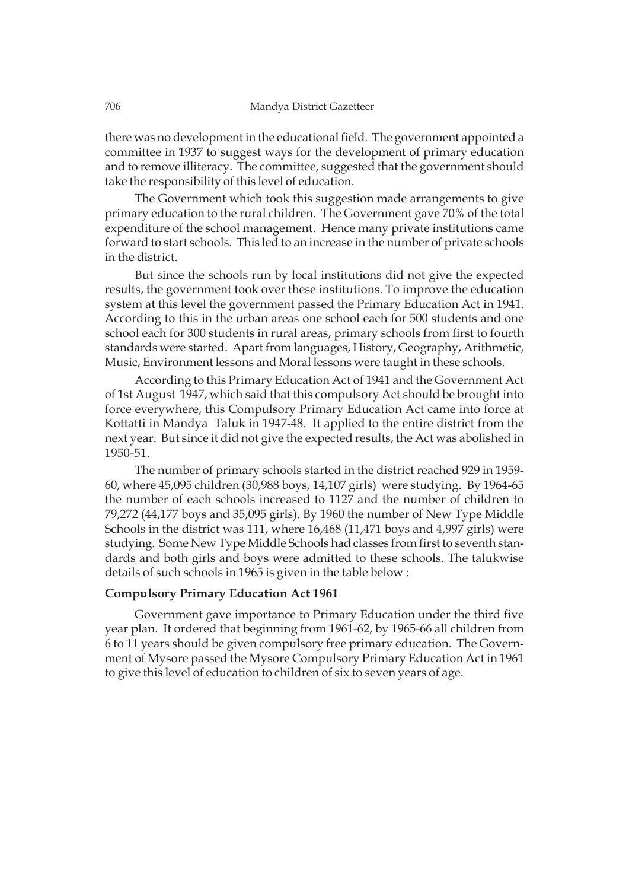there was no development in the educational field. The government appointed a committee in 1937 to suggest ways for the development of primary education and to remove illiteracy. The committee, suggested that the government should take the responsibility of this level of education.

The Government which took this suggestion made arrangements to give primary education to the rural children. The Government gave 70% of the total expenditure of the school management. Hence many private institutions came forward to start schools. This led to an increase in the number of private schools in the district.

But since the schools run by local institutions did not give the expected results, the government took over these institutions. To improve the education system at this level the government passed the Primary Education Act in 1941. According to this in the urban areas one school each for 500 students and one school each for 300 students in rural areas, primary schools from first to fourth standards were started. Apart from languages, History, Geography, Arithmetic, Music, Environment lessons and Moral lessons were taught in these schools.

According to this Primary Education Act of 1941 and the Government Act of 1st August 1947, which said that this compulsory Act should be brought into force everywhere, this Compulsory Primary Education Act came into force at Kottatti in Mandya Taluk in 1947-48. It applied to the entire district from the next year. But since it did not give the expected results, the Act was abolished in 1950-51.

The number of primary schools started in the district reached 929 in 1959-60, where 45,095 children (30,988 boys, 14,107 girls) were studying. By 1964-65 the number of each schools increased to 1127 and the number of children to 79,272 (44,177 boys and 35,095 girls). By 1960 the number of New Type Middle Schools in the district was 111, where 16,468 (11,471 boys and 4,997 girls) were studying. Some New Type Middle Schools had classes from first to seventh standards and both girls and boys were admitted to these schools. The talukwise details of such schools in 1965 is given in the table below :

### Compulsory Primary Education Act 1961

Government gave importance to Primary Education under the third five year plan. It ordered that beginning from 1961-62, by 1965-66 all children from 6 to 11 years should be given compulsory free primary education. The Government of Mysore passed the Mysore Compulsory Primary Education Act in 1961 to give this level of education to children of six to seven years of age.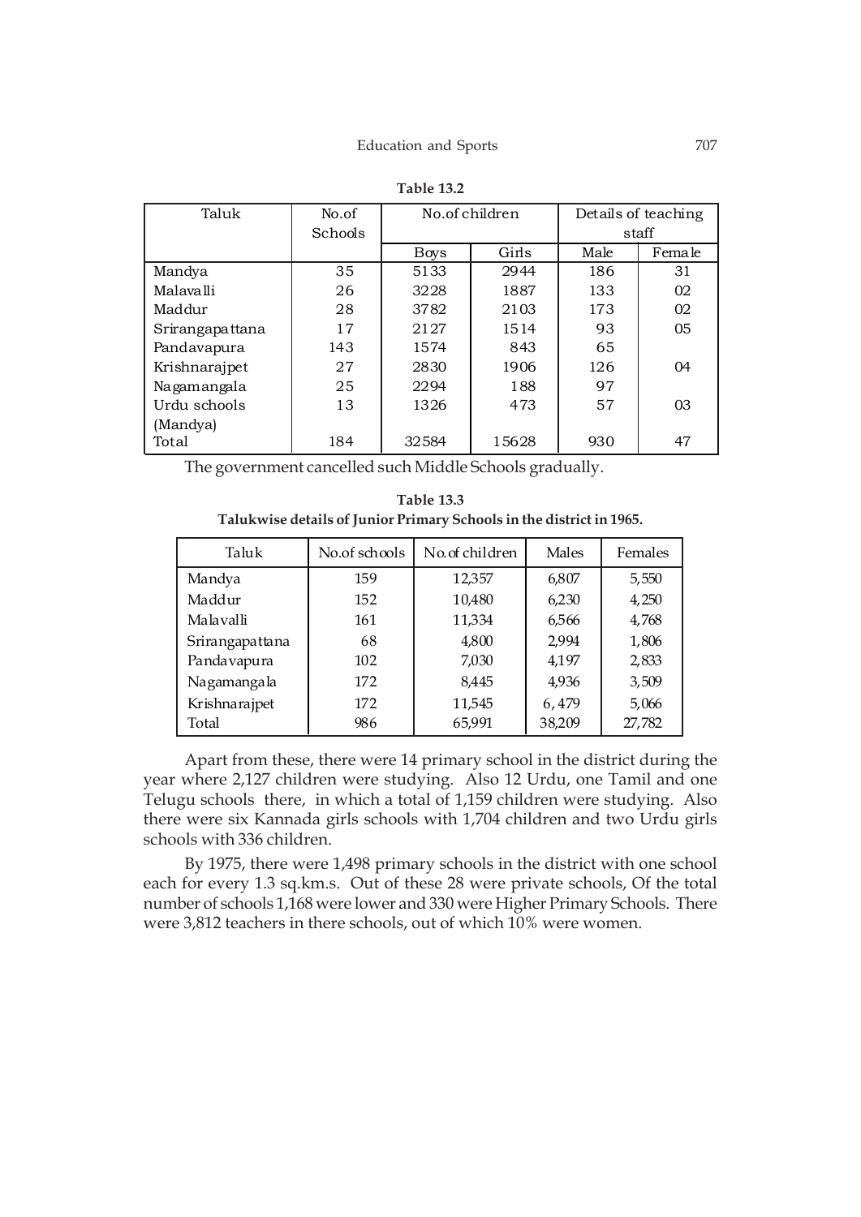**Table 13.2**

| Taluk | No.of Schools | No.of children | | Details of teaching staff | |
|---|---|---|---|---|---|
| | | Boys | Girls | Male | Female |
| Mandya | 35 | 5133 | 2944 | 186 | 31 |
| Malavalli | 26 | 3228 | 1887 | 133 | 02 |
| Maddur | 28 | 3782 | 2103 | 173 | 02 |
| Srirangapattana | 17 | 2127 | 1514 | 93 | 05 |
| Pandavapura | 143 | 1574 | 843 | 65 | |
| Krishnarajpet | 27 | 2830 | 1906 | 126 | 04 |
| Nagamangala | 25 | 2294 | 188 | 97 | |
| Urdu schools (Mandya) | 13 | 1326 | 473 | 57 | 03 |
| Total | 184 | 32584 | 15628 | 930 | 47 |

The government cancelled such Middle Schools gradually.

**Table 13.3**
**Talukwise details of Junior Primary Schools in the district in 1965.**

| Taluk | No.of schools | No.of children | Males | Females |
|---|---|---|---|---|
| Mandya | 159 | 12,357 | 6,807 | 5,550 |
| Maddur | 152 | 10,480 | 6,230 | 4,250 |
| Malavalli | 161 | 11,334 | 6,566 | 4,768 |
| Srirangapattana | 68 | 4,800 | 2,994 | 1,806 |
| Pandavapura | 102 | 7,030 | 4,197 | 2,833 |
| Nagamangala | 172 | 8,445 | 4,936 | 3,509 |
| Krishnarajpet | 172 | 11,545 | 6,479 | 5,066 |
| Total | 986 | 65,991 | 38,209 | 27,782 |

Apart from these, there were 14 primary school in the district during the year where 2,127 children were studying. Also 12 Urdu, one Tamil and one Telugu schools there, in which a total of 1,159 children were studying. Also there were six Kannada girls schools with 1,704 children and two Urdu girls schools with 336 children.

By 1975, there were 1,498 primary schools in the district with one school each for every 1.3 sq.km.s. Out of these 28 were private schools, Of the total number of schools 1,168 were lower and 330 were Higher Primary Schools. There were 3,812 teachers in there schools, out of which 10% were women.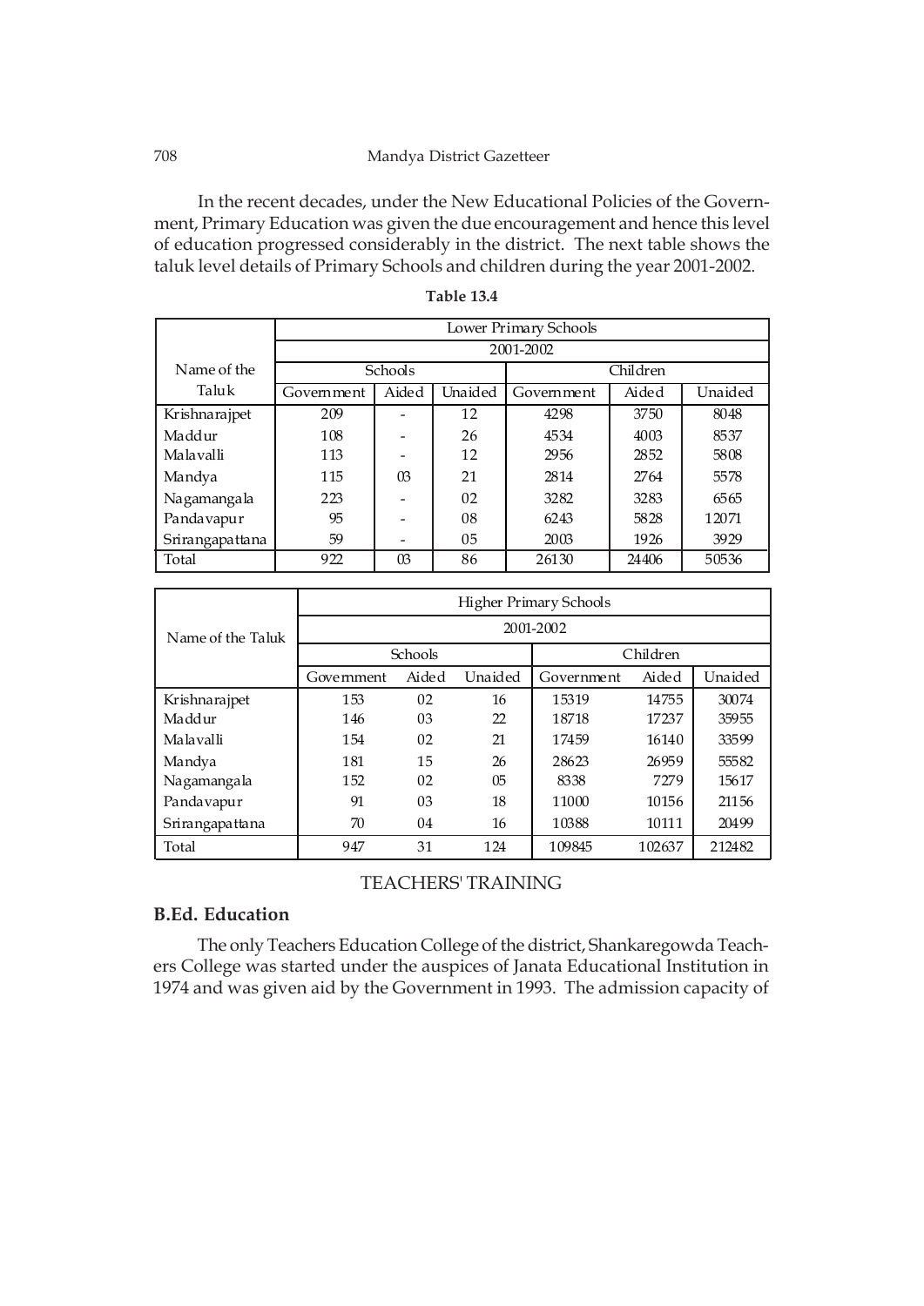In the recent decades, under the New Educational Policies of the Government, Primary Education was given the due encouragement and hence this level of education progressed considerably in the district. The next table shows the taluk level details of Primary Schools and children during the year 2001-2002.

**Table 13.4**

| Name of the Taluk | Lower Primary Schools 2001-2002 | | | | | |
|---|---|---|---|---|---|---|
| | Schools | | | Children | | |
| | Government | Aided | Unaided | Government | Aided | Unaided |
| Krishnarajpet | 209 | - | 12 | 4298 | 3750 | 8048 |
| Maddur | 108 | - | 26 | 4534 | 4003 | 8537 |
| Malavalli | 113 | - | 12 | 2956 | 2852 | 5808 |
| Mandya | 115 | 03 | 21 | 2814 | 2764 | 5578 |
| Nagamangala | 223 | - | 02 | 3282 | 3283 | 6565 |
| Pandavapur | 95 | - | 08 | 6243 | 5828 | 12071 |
| Srirangapattana | 59 | - | 05 | 2003 | 1926 | 3929 |
| Total | 922 | 03 | 86 | 26130 | 24406 | 50536 |

| Name of the Taluk | Higher Primary Schools 2001-2002 | | | | | |
|---|---|---|---|---|---|---|
| | Schools | | | Children | | |
| | Government | Aided | Unaided | Government | Aided | Unaided |
| Krishnarajpet | 153 | 02 | 16 | 15319 | 14755 | 30074 |
| Maddur | 146 | 03 | 22 | 18718 | 17237 | 35955 |
| Malavalli | 154 | 02 | 21 | 17459 | 16140 | 33599 |
| Mandya | 181 | 15 | 26 | 28623 | 26959 | 55582 |
| Nagamangala | 152 | 02 | 05 | 8338 | 7279 | 15617 |
| Pandavapur | 91 | 03 | 18 | 11000 | 10156 | 21156 |
| Srirangapattana | 70 | 04 | 16 | 10388 | 10111 | 20499 |
| Total | 947 | 31 | 124 | 109845 | 102637 | 212482 |

## TEACHERS' TRAINING

### B.Ed. Education

The only Teachers Education College of the district, Shankaregowda Teachers College was started under the auspices of Janata Educational Institution in 1974 and was given aid by the Government in 1993. The admission capacity of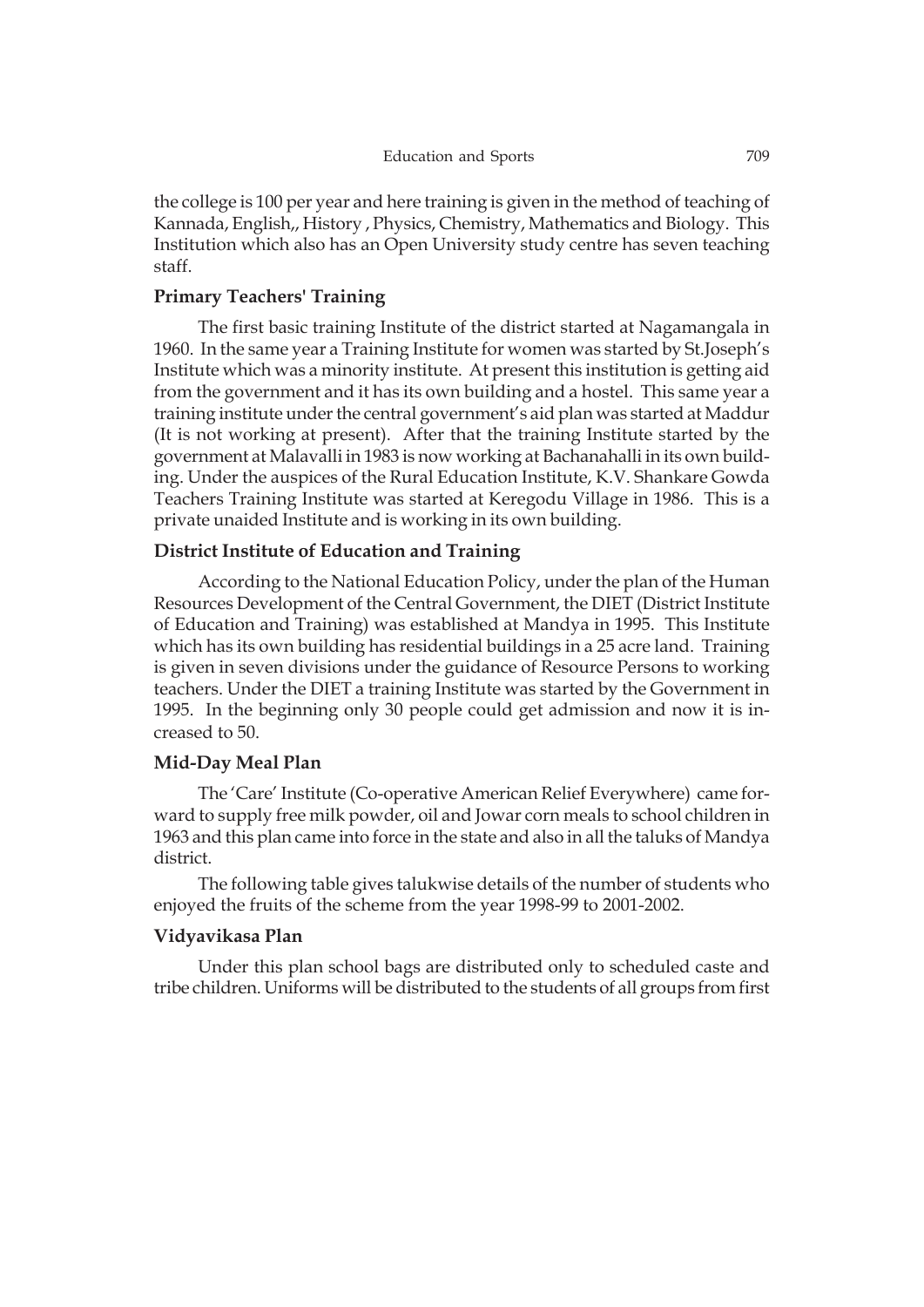the college is 100 per year and here training is given in the method of teaching of Kannada, English,, History , Physics, Chemistry, Mathematics and Biology. This Institution which also has an Open University study centre has seven teaching staff.

### Primary Teachers' Training

The first basic training Institute of the district started at Nagamangala in 1960. In the same year a Training Institute for women was started by St.Joseph's Institute which was a minority institute. At present this institution is getting aid from the government and it has its own building and a hostel. This same year a training institute under the central government's aid plan was started at Maddur (It is not working at present). After that the training Institute started by the government at Malavalli in 1983 is now working at Bachanahalli in its own building. Under the auspices of the Rural Education Institute, K.V. Shankare Gowda Teachers Training Institute was started at Keregodu Village in 1986. This is a private unaided Institute and is working in its own building.

### District Institute of Education and Training

According to the National Education Policy, under the plan of the Human Resources Development of the Central Government, the DIET (District Institute of Education and Training) was established at Mandya in 1995. This Institute which has its own building has residential buildings in a 25 acre land. Training is given in seven divisions under the guidance of Resource Persons to working teachers. Under the DIET a training Institute was started by the Government in 1995. In the beginning only 30 people could get admission and now it is increased to 50.

### Mid-Day Meal Plan

The 'Care' Institute (Co-operative American Relief Everywhere) came forward to supply free milk powder, oil and Jowar corn meals to school children in 1963 and this plan came into force in the state and also in all the taluks of Mandya district.

The following table gives talukwise details of the number of students who enjoyed the fruits of the scheme from the year 1998-99 to 2001-2002.

### Vidyavikasa Plan

Under this plan school bags are distributed only to scheduled caste and tribe children. Uniforms will be distributed to the students of all groups from first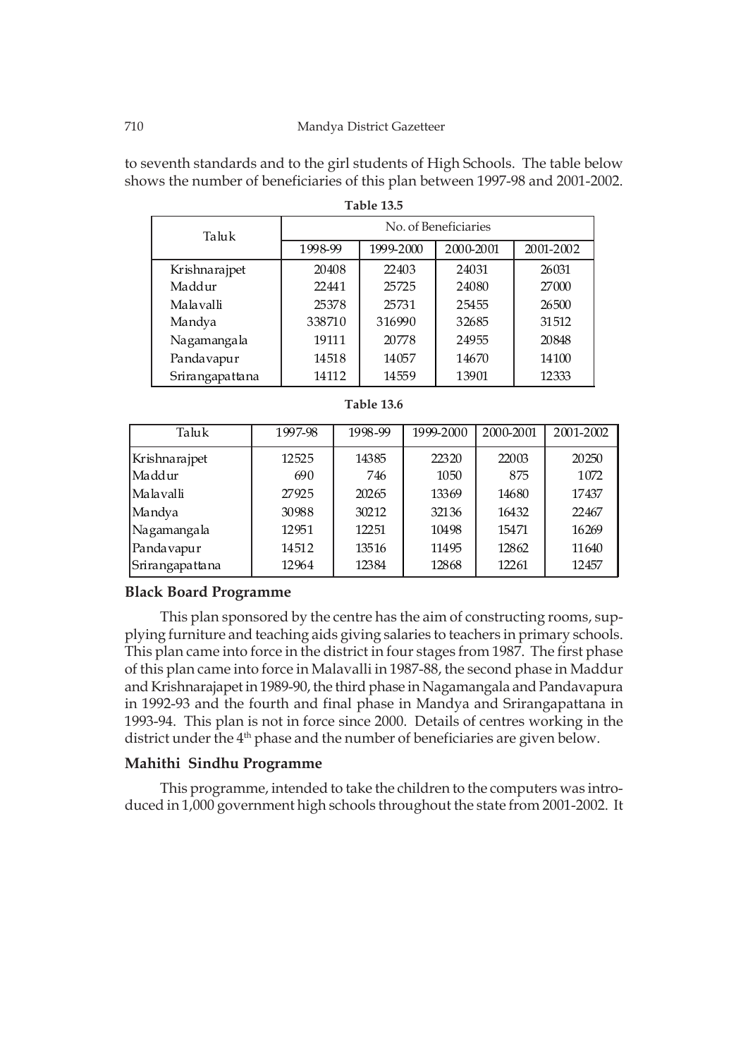to seventh standards and to the girl students of High Schools. The table below shows the number of beneficiaries of this plan between 1997-98 and 2001-2002.

**Table 13.5**

| Taluk | No. of Beneficiaries | | | |
|---|---|---|---|---|
| | 1998-99 | 1999-2000 | 2000-2001 | 2001-2002 |
| Krishnarajpet | 20408 | 22403 | 24031 | 26031 |
| Maddur | 22441 | 25725 | 24080 | 27000 |
| Malavalli | 25378 | 25731 | 25455 | 26500 |
| Mandya | 338710 | 316990 | 32685 | 31512 |
| Nagamangala | 19111 | 20778 | 24955 | 20848 |
| Pandavapur | 14518 | 14057 | 14670 | 14100 |
| Srirangapattana | 14112 | 14559 | 13901 | 12333 |

**Table 13.6**

| Taluk | 1997-98 | 1998-99 | 1999-2000 | 2000-2001 | 2001-2002 |
|---|---|---|---|---|---|
| Krishnarajpet | 12525 | 14385 | 22320 | 22003 | 20250 |
| Maddur | 690 | 746 | 1050 | 875 | 1072 |
| Malavalli | 27925 | 20265 | 13369 | 14680 | 17437 |
| Mandya | 30988 | 30212 | 32136 | 16432 | 22467 |
| Nagamangala | 12951 | 12251 | 10498 | 15471 | 16269 |
| Pandavapur | 14512 | 13516 | 11495 | 12862 | 11640 |
| Srirangapattana | 12964 | 12384 | 12868 | 12261 | 12457 |

### Black Board Programme

This plan sponsored by the centre has the aim of constructing rooms, supplying furniture and teaching aids giving salaries to teachers in primary schools. This plan came into force in the district in four stages from 1987. The first phase of this plan came into force in Malavalli in 1987-88, the second phase in Maddur and Krishnarajapet in 1989-90, the third phase in Nagamangala and Pandavapura in 1992-93 and the fourth and final phase in Mandya and Srirangapattana in 1993-94. This plan is not in force since 2000. Details of centres working in the district under the 4th phase and the number of beneficiaries are given below.

### Mahithi Sindhu Programme

This programme, intended to take the children to the computers was introduced in 1,000 government high schools throughout the state from 2001-2002. It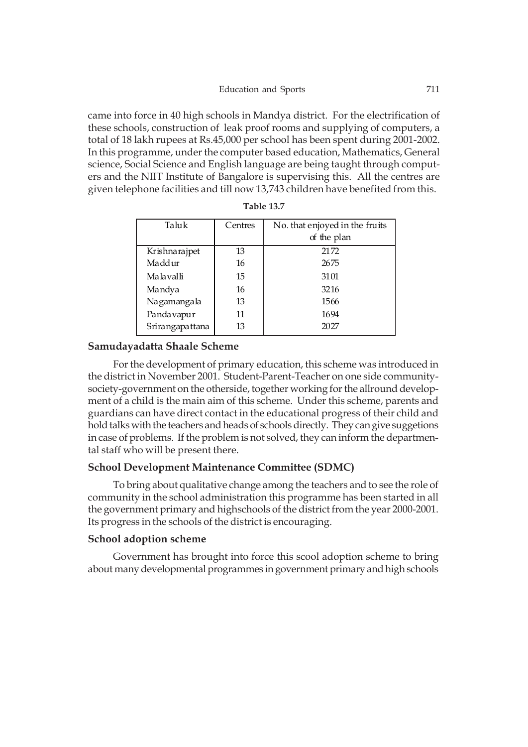came into force in 40 high schools in Mandya district. For the electrification of these schools, construction of leak proof rooms and supplying of computers, a total of 18 lakh rupees at Rs.45,000 per school has been spent during 2001-2002. In this programme, under the computer based education, Mathematics, General science, Social Science and English language are being taught through computers and the NIIT Institute of Bangalore is supervising this. All the centres are given telephone facilities and till now 13,743 children have benefited from this.

**Table 13.7**

| Taluk | Centres | No. that enjoyed in the fruits of the plan |
|---|---|---|
| Krishnarajpet | 13 | 2172 |
| Maddur | 16 | 2675 |
| Malavalli | 15 | 3101 |
| Mandya | 16 | 3216 |
| Nagamangala | 13 | 1566 |
| Pandavapur | 11 | 1694 |
| Srirangapattana | 13 | 2027 |

### Samudayadatta Shaale Scheme

For the development of primary education, this scheme was introduced in the district in November 2001. Student-Parent-Teacher on one side community-society-government on the otherside, together working for the allround development of a child is the main aim of this scheme. Under this scheme, parents and guardians can have direct contact in the educational progress of their child and hold talks with the teachers and heads of schools directly. They can give suggetions in case of problems. If the problem is not solved, they can inform the departmental staff who will be present there.

### School Development Maintenance Committee (SDMC)

To bring about qualitative change among the teachers and to see the role of community in the school administration this programme has been started in all the government primary and highschools of the district from the year 2000-2001. Its progress in the schools of the district is encouraging.

### School adoption scheme

Government has brought into force this scool adoption scheme to bring about many developmental programmes in government primary and high schools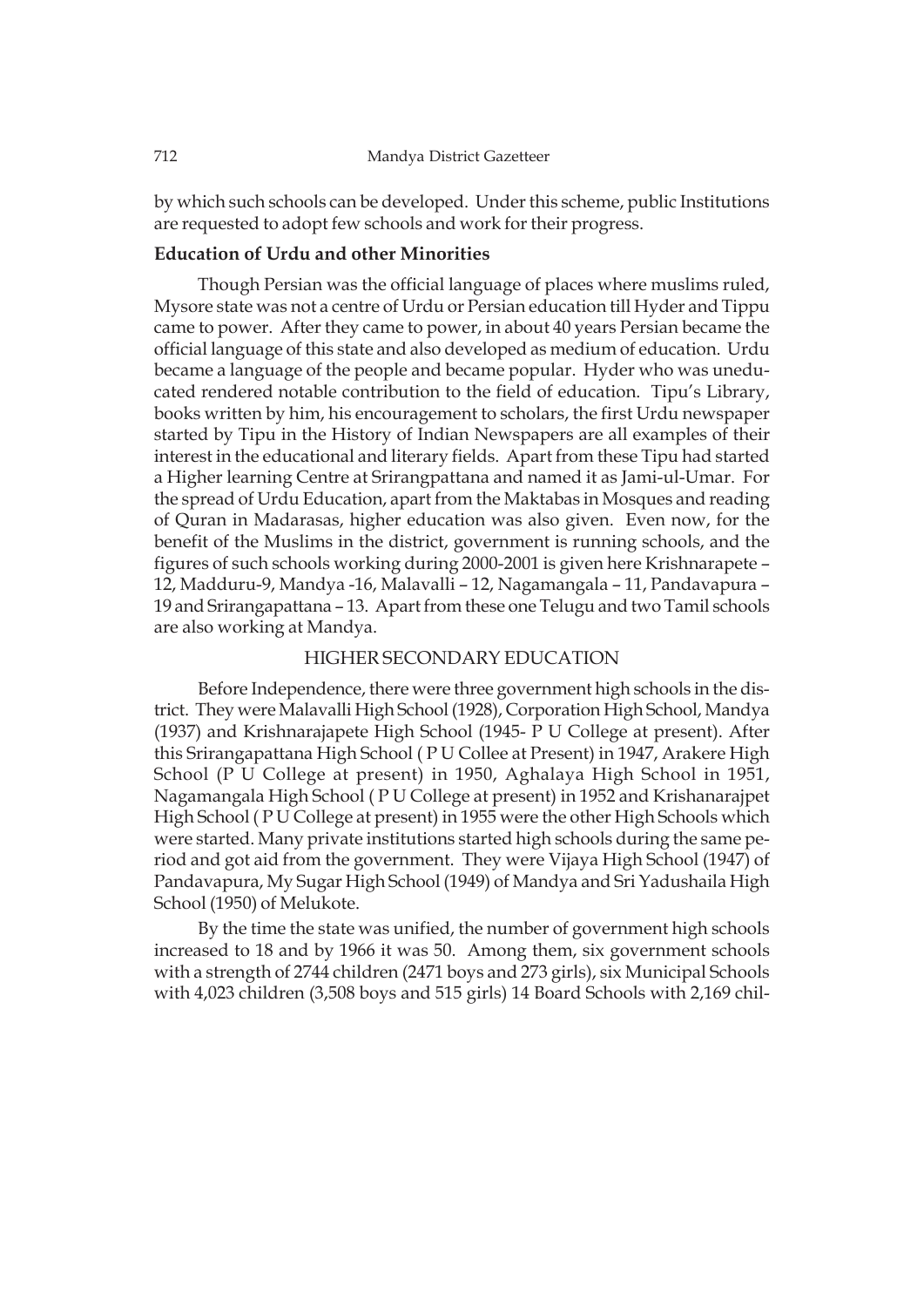by which such schools can be developed. Under this scheme, public Institutions are requested to adopt few schools and work for their progress.

### Education of Urdu and other Minorities

Though Persian was the official language of places where muslims ruled, Mysore state was not a centre of Urdu or Persian education till Hyder and Tippu came to power. After they came to power, in about 40 years Persian became the official language of this state and also developed as medium of education. Urdu became a language of the people and became popular. Hyder who was uneducated rendered notable contribution to the field of education. Tipu's Library, books written by him, his encouragement to scholars, the first Urdu newspaper started by Tipu in the History of Indian Newspapers are all examples of their interest in the educational and literary fields. Apart from these Tipu had started a Higher learning Centre at Srirangpattana and named it as Jami-ul-Umar. For the spread of Urdu Education, apart from the Maktabas in Mosques and reading of Quran in Madarasas, higher education was also given. Even now, for the benefit of the Muslims in the district, government is running schools, and the figures of such schools working during 2000-2001 is given here Krishnarapete – 12, Madduru-9, Mandya -16, Malavalli – 12, Nagamangala – 11, Pandavapura – 19 and Srirangapattana – 13. Apart from these one Telugu and two Tamil schools are also working at Mandya.

## HIGHER SECONDARY EDUCATION

Before Independence, there were three government high schools in the district. They were Malavalli High School (1928), Corporation High School, Mandya (1937) and Krishnarajapete High School (1945- P U College at present). After this Srirangapattana High School ( P U Collee at Present) in 1947, Arakere High School (P U College at present) in 1950, Aghalaya High School in 1951, Nagamangala High School ( P U College at present) in 1952 and Krishanarajpet High School ( P U College at present) in 1955 were the other High Schools which were started. Many private institutions started high schools during the same period and got aid from the government. They were Vijaya High School (1947) of Pandavapura, My Sugar High School (1949) of Mandya and Sri Yadushaila High School (1950) of Melukote.

By the time the state was unified, the number of government high schools increased to 18 and by 1966 it was 50. Among them, six government schools with a strength of 2744 children (2471 boys and 273 girls), six Municipal Schools with 4,023 children (3,508 boys and 515 girls) 14 Board Schools with 2,169 chil-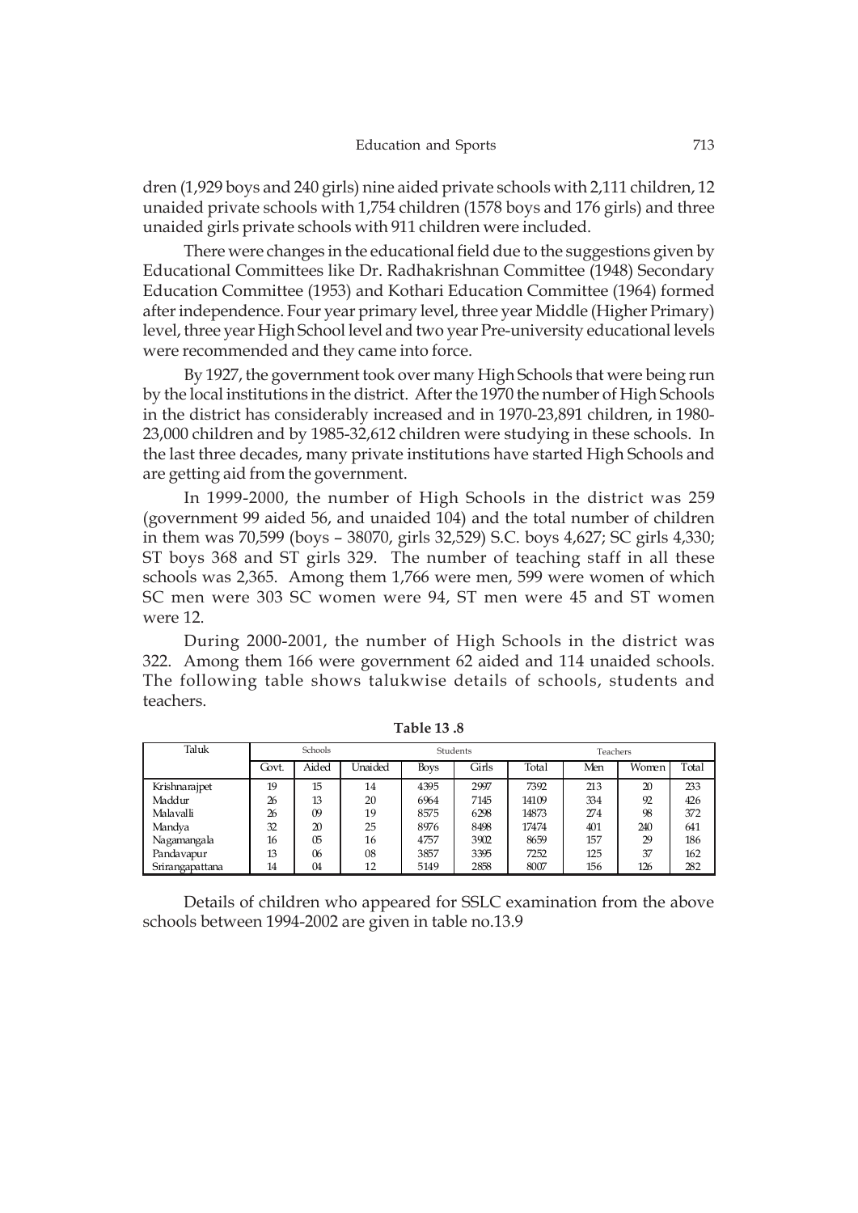dren (1,929 boys and 240 girls) nine aided private schools with 2,111 children, 12 unaided private schools with 1,754 children (1578 boys and 176 girls) and three unaided girls private schools with 911 children were included.

There were changes in the educational field due to the suggestions given by Educational Committees like Dr. Radhakrishnan Committee (1948) Secondary Education Committee (1953) and Kothari Education Committee (1964) formed after independence. Four year primary level, three year Middle (Higher Primary) level, three year High School level and two year Pre-university educational levels were recommended and they came into force.

By 1927, the government took over many High Schools that were being run by the local institutions in the district. After the 1970 the number of High Schools in the district has considerably increased and in 1970-23,891 children, in 1980-23,000 children and by 1985-32,612 children were studying in these schools. In the last three decades, many private institutions have started High Schools and are getting aid from the government.

In 1999-2000, the number of High Schools in the district was 259 (government 99 aided 56, and unaided 104) and the total number of children in them was 70,599 (boys – 38070, girls 32,529) S.C. boys 4,627; SC girls 4,330; ST boys 368 and ST girls 329. The number of teaching staff in all these schools was 2,365. Among them 1,766 were men, 599 were women of which SC men were 303 SC women were 94, ST men were 45 and ST women were 12.

During 2000-2001, the number of High Schools in the district was 322. Among them 166 were government 62 aided and 114 unaided schools. The following table shows talukwise details of schools, students and teachers.

**Table 13 .8**

| Taluk | Schools | | | Students | | | Teachers | | |
|---|---|---|---|---|---|---|---|---|---|
| | Govt. | Aided | Unaided | Boys | Girls | Total | Men | Women | Total |
| Krishnarajpet | 19 | 15 | 14 | 4395 | 2997 | 7392 | 213 | 20 | 233 |
| Maddur | 26 | 13 | 20 | 6964 | 7145 | 14109 | 334 | 92 | 426 |
| Malavalli | 26 | 09 | 19 | 8575 | 6298 | 14873 | 274 | 98 | 372 |
| Mandya | 32 | 20 | 25 | 8976 | 8498 | 17474 | 401 | 240 | 641 |
| Nagamangala | 16 | 05 | 16 | 4757 | 3902 | 8659 | 157 | 29 | 186 |
| Pandavapur | 13 | 06 | 08 | 3857 | 3395 | 7252 | 125 | 37 | 162 |
| Srirangapattana | 14 | 04 | 12 | 5149 | 2858 | 8007 | 156 | 126 | 282 |

Details of children who appeared for SSLC examination from the above schools between 1994-2002 are given in table no.13.9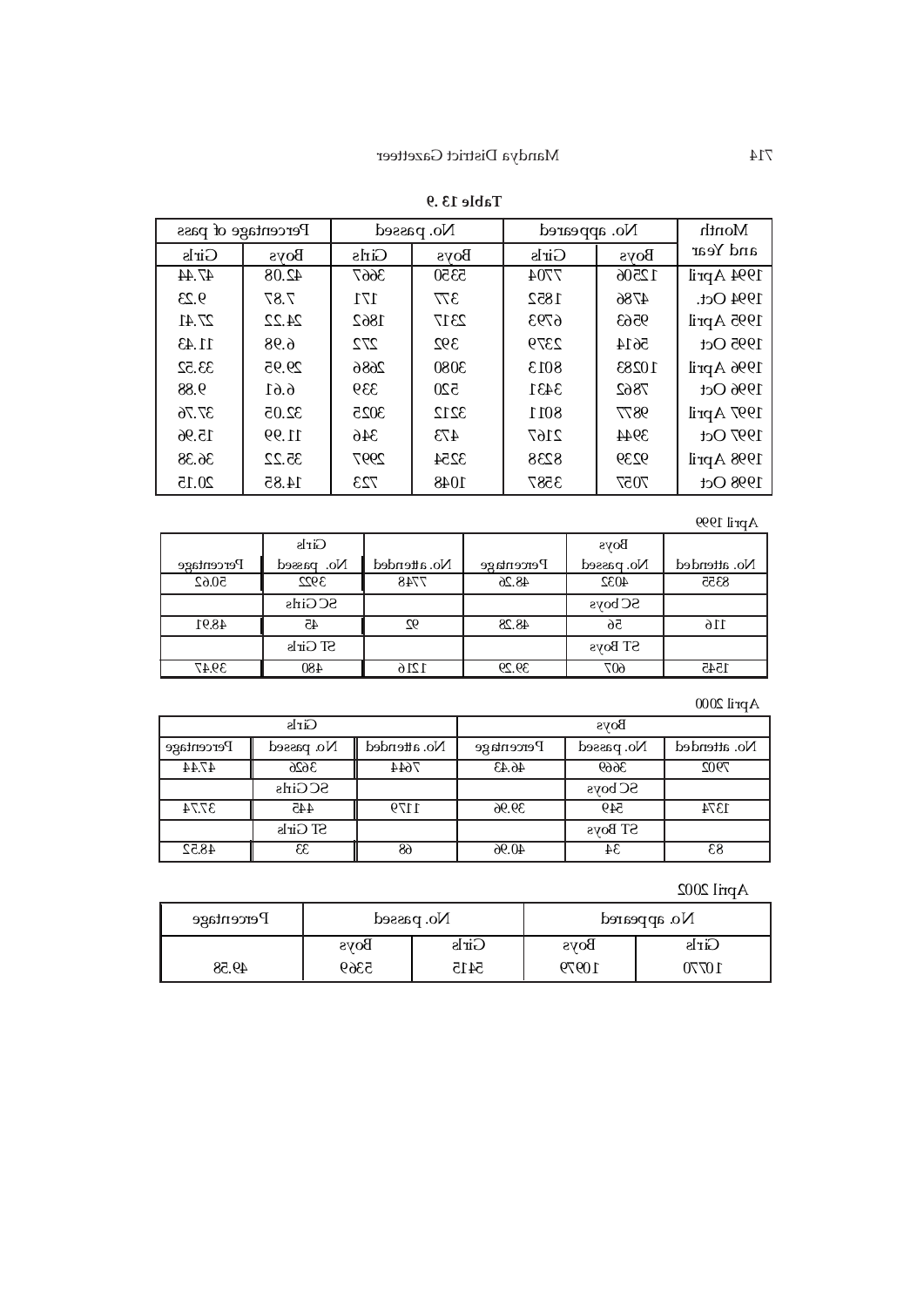**Table 13.9**

| Month and Year | No. appeared | | No. passed | | Percentage of pass | |
|---|---|---|---|---|---|---|
| | Boys | Girls | Boys | Girls | Boys | Girls |
| 1994 April | 12506 | 7704 | 5350 | 3667 | 42.08 | 47.44 |
| 1994 Oct. | 4786 | 1852 | 377 | 171 | 7.87 | 9.23 |
| 1995 April | 9563 | 6793 | 2317 | 1862 | 24.22 | 27.41 |
| 1995 Oct | 5614 | 2379 | 392 | 272 | 6.98 | 11.43 |
| 1996 April | 10283 | 8013 | 3080 | 2686 | 29.95 | 33.52 |
| 1996 Oct | 7862 | 3431 | 520 | 339 | 6.61 | 9.88 |
| 1997 April | 9877 | 8011 | 3212 | 3025 | 32.05 | 37.76 |
| 1997 Oct | 3944 | 2167 | 473 | 346 | 11.99 | 15.96 |
| 1998 April | 9239 | 8238 | 3254 | 2997 | 35.22 | 36.38 |
| 1998 Oct | 7057 | 3387 | 1048 | 723 | 14.85 | 20.15 |

April 1999

| | Boys | | | Girls | |
|---|---|---|---|---|---|
| No. attended | No. passed | Percentage | No. attended | No. passed | Percentage |
| 8355 | 4032 | 48.26 | 7748 | 3922 | 50.62 |
| | SC boys | | | SC Girls | |
| 116 | 56 | 48.28 | 92 | 45 | 48.91 |
| | ST Boys | | | ST Girls | |
| 1545 | 607 | 39.29 | 1216 | 480 | 39.47 |

April 2000

| Boys | | | Girls | | |
|---|---|---|---|---|---|
| No. attended | No. passed | Percentage | No. attended | No. passed | Percentage |
| 7902 | 3669 | 46.43 | 7644 | 3626 | 47.44 |
| | SC boys | | | SC Girls | |
| 1374 | 549 | 39.96 | 1179 | 445 | 37.74 |
| | ST Boys | | | ST Girls | |
| 83 | 34 | 40.96 | 68 | 33 | 48.52 |

April 2002

| No. appeared | | No. passed | | Percentage |
|---|---|---|---|---|
| Girls | Boys | Girls | Boys | |
| 10770 | 10979 | 5415 | 5369 | 49.58 |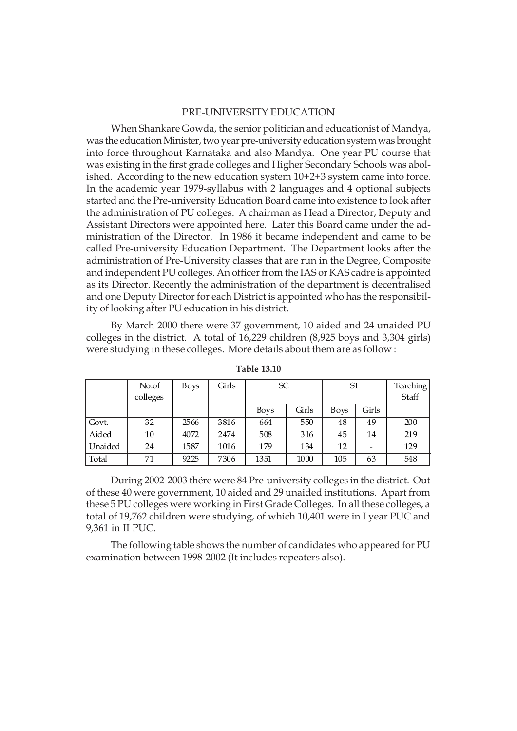## PRE-UNIVERSITY EDUCATION

When Shankare Gowda, the senior politician and educationist of Mandya, was the education Minister, two year pre-university education system was brought into force throughout Karnataka and also Mandya. One year PU course that was existing in the first grade colleges and Higher Secondary Schools was abolished. According to the new education system 10+2+3 system came into force. In the academic year 1979-syllabus with 2 languages and 4 optional subjects started and the Pre-university Education Board came into existence to look after the administration of PU colleges. A chairman as Head a Director, Deputy and Assistant Directors were appointed here. Later this Board came under the administration of the Director. In 1986 it became independent and came to be called Pre-university Education Department. The Department looks after the administration of Pre-University classes that are run in the Degree, Composite and independent PU colleges. An officer from the IAS or KAS cadre is appointed as its Director. Recently the administration of the department is decentralised and one Deputy Director for each District is appointed who has the responsibility of looking after PU education in his district.

By March 2000 there were 37 government, 10 aided and 24 unaided PU colleges in the district. A total of 16,229 children (8,925 boys and 3,304 girls) were studying in these colleges. More details about them are as follow :

**Table 13.10**

| | No.of colleges | Boys | Girls | SC | | ST | | Teaching Staff |
|---|---|---|---|---|---|---|---|---|
| | | | | Boys | Girls | Boys | Girls | |
| Govt. | 32 | 2566 | 3816 | 664 | 550 | 48 | 49 | 200 |
| Aided | 10 | 4072 | 2474 | 508 | 316 | 45 | 14 | 219 |
| Unaided | 24 | 1587 | 1016 | 179 | 134 | 12 | - | 129 |
| Total | 71 | 9225 | 7306 | 1351 | 1000 | 105 | 63 | 548 |

During 2002-2003 there were 84 Pre-university colleges in the district. Out of these 40 were government, 10 aided and 29 unaided institutions. Apart from these 5 PU colleges were working in First Grade Colleges. In all these colleges, a total of 19,762 children were studying, of which 10,401 were in I year PUC and 9,361 in II PUC.

The following table shows the number of candidates who appeared for PU examination between 1998-2002 (It includes repeaters also).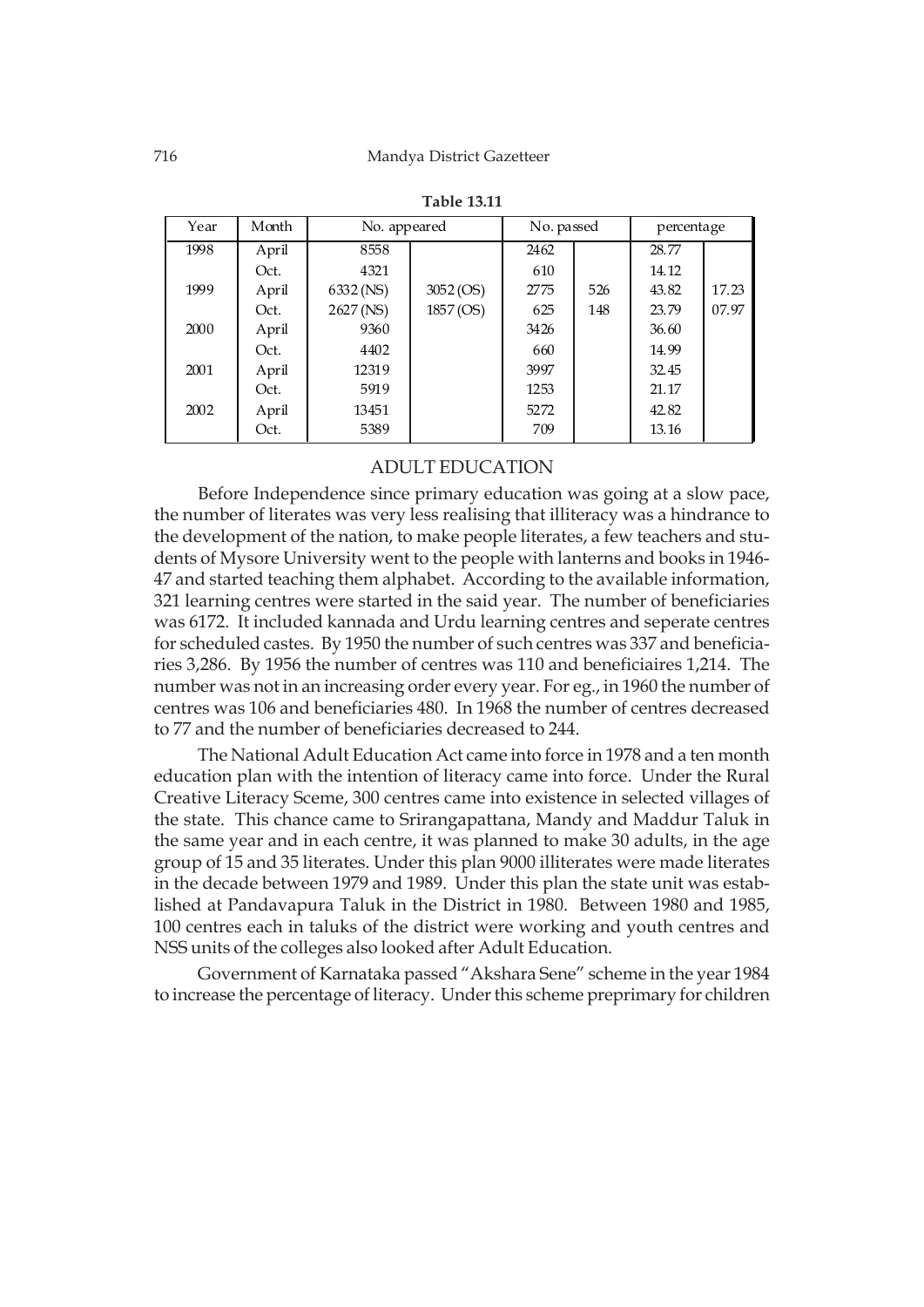**Table 13.11**

| Year | Month | No. appeared | | No. passed | | percentage | |
|---|---|---|---|---|---|---|---|
| 1998 | April | 8558 | | 2462 | | 28.77 | |
| | Oct. | 4321 | | 610 | | 14.12 | |
| 1999 | April | 6332 (NS) | 3052 (OS) | 2775 | 526 | 43.82 | 17.23 |
| | Oct. | 2627 (NS) | 1857 (OS) | 625 | 148 | 23.79 | 07.97 |
| 2000 | April | 9360 | | 3426 | | 36.60 | |
| | Oct. | 4402 | | 660 | | 14.99 | |
| 2001 | April | 12319 | | 3997 | | 32.45 | |
| | Oct. | 5919 | | 1253 | | 21.17 | |
| 2002 | April | 13451 | | 5272 | | 42.82 | |
| | Oct. | 5389 | | 709 | | 13.16 | |

## ADULT EDUCATION

Before Independence since primary education was going at a slow pace, the number of literates was very less realising that illiteracy was a hindrance to the development of the nation, to make people literates, a few teachers and students of Mysore University went to the people with lanterns and books in 1946-47 and started teaching them alphabet. According to the available information, 321 learning centres were started in the said year. The number of beneficiaries was 6172. It included kannada and Urdu learning centres and seperate centres for scheduled castes. By 1950 the number of such centres was 337 and beneficiaries 3,286. By 1956 the number of centres was 110 and beneficiaires 1,214. The number was not in an increasing order every year. For eg., in 1960 the number of centres was 106 and beneficiaries 480. In 1968 the number of centres decreased to 77 and the number of beneficiaries decreased to 244.

The National Adult Education Act came into force in 1978 and a ten month education plan with the intention of literacy came into force. Under the Rural Creative Literacy Sceme, 300 centres came into existence in selected villages of the state. This chance came to Srirangapattana, Mandy and Maddur Taluk in the same year and in each centre, it was planned to make 30 adults, in the age group of 15 and 35 literates. Under this plan 9000 illiterates were made literates in the decade between 1979 and 1989. Under this plan the state unit was established at Pandavapura Taluk in the District in 1980. Between 1980 and 1985, 100 centres each in taluks of the district were working and youth centres and NSS units of the colleges also looked after Adult Education.

Government of Karnataka passed "Akshara Sene" scheme in the year 1984 to increase the percentage of literacy. Under this scheme preprimary for children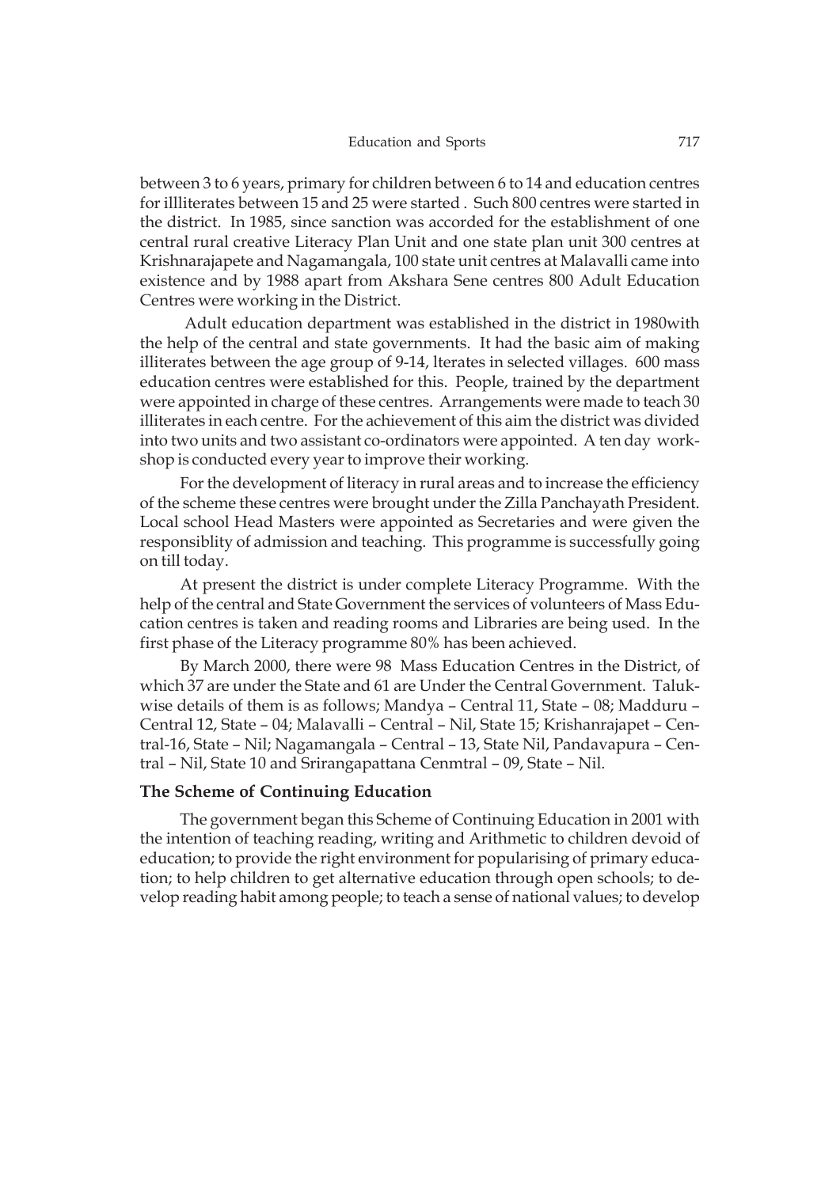between 3 to 6 years, primary for children between 6 to 14 and education centres for illliterates between 15 and 25 were started . Such 800 centres were started in the district. In 1985, since sanction was accorded for the establishment of one central rural creative Literacy Plan Unit and one state plan unit 300 centres at Krishnarajapete and Nagamangala, 100 state unit centres at Malavalli came into existence and by 1988 apart from Akshara Sene centres 800 Adult Education Centres were working in the District.

Adult education department was established in the district in 1980with the help of the central and state governments. It had the basic aim of making illiterates between the age group of 9-14, lterates in selected villages. 600 mass education centres were established for this. People, trained by the department were appointed in charge of these centres. Arrangements were made to teach 30 illiterates in each centre. For the achievement of this aim the district was divided into two units and two assistant co-ordinators were appointed. A ten day workshop is conducted every year to improve their working.

For the development of literacy in rural areas and to increase the efficiency of the scheme these centres were brought under the Zilla Panchayath President. Local school Head Masters were appointed as Secretaries and were given the responsiblity of admission and teaching. This programme is successfully going on till today.

At present the district is under complete Literacy Programme. With the help of the central and State Government the services of volunteers of Mass Education centres is taken and reading rooms and Libraries are being used. In the first phase of the Literacy programme 80% has been achieved.

By March 2000, there were 98 Mass Education Centres in the District, of which 37 are under the State and 61 are Under the Central Government. Talukwise details of them is as follows; Mandya – Central 11, State – 08; Madduru – Central 12, State – 04; Malavalli – Central – Nil, State 15; Krishanrajapet – Central-16, State – Nil; Nagamangala – Central – 13, State Nil, Pandavapura – Central – Nil, State 10 and Srirangapattana Cenmtral – 09, State – Nil.

### The Scheme of Continuing Education

The government began this Scheme of Continuing Education in 2001 with the intention of teaching reading, writing and Arithmetic to children devoid of education; to provide the right environment for popularising of primary education; to help children to get alternative education through open schools; to develop reading habit among people; to teach a sense of national values; to develop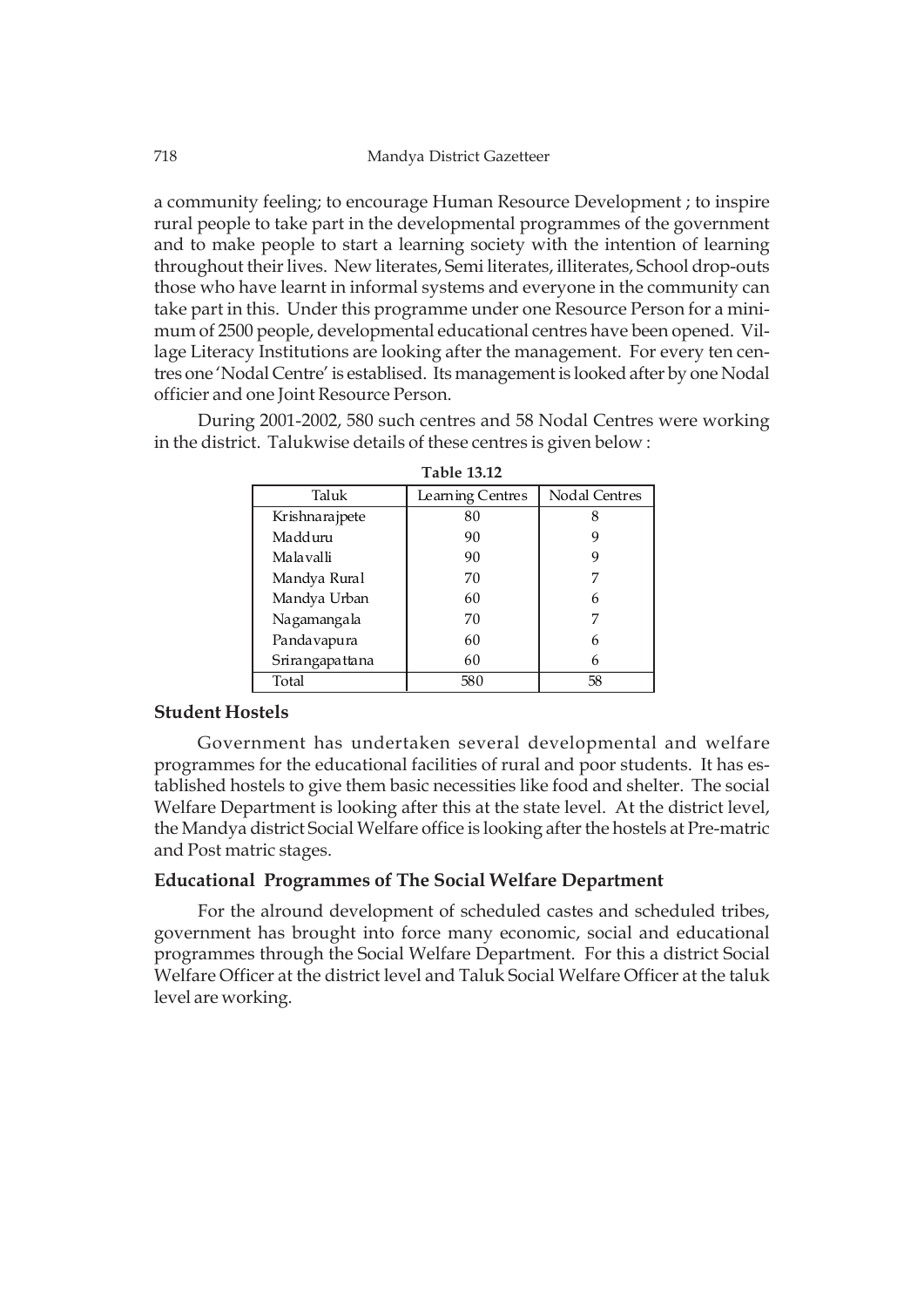a community feeling; to encourage Human Resource Development ; to inspire rural people to take part in the developmental programmes of the government and to make people to start a learning society with the intention of learning throughout their lives. New literates, Semi literates, illiterates, School drop-outs those who have learnt in informal systems and everyone in the community can take part in this. Under this programme under one Resource Person for a minimum of 2500 people, developmental educational centres have been opened. Village Literacy Institutions are looking after the management. For every ten centres one 'Nodal Centre' is establised. Its management is looked after by one Nodal officier and one Joint Resource Person.

During 2001-2002, 580 such centres and 58 Nodal Centres were working in the district. Talukwise details of these centres is given below :

**Table 13.12**

| Taluk | Learning Centres | Nodal Centres |
|---|---|---|
| Krishnarajpete | 80 | 8 |
| Madduru | 90 | 9 |
| Malavalli | 90 | 9 |
| Mandya Rural | 70 | 7 |
| Mandya Urban | 60 | 6 |
| Nagamangala | 70 | 7 |
| Pandavapura | 60 | 6 |
| Srirangapattana | 60 | 6 |
| Total | 580 | 58 |

### Student Hostels

Government has undertaken several developmental and welfare programmes for the educational facilities of rural and poor students. It has established hostels to give them basic necessities like food and shelter. The social Welfare Department is looking after this at the state level. At the district level, the Mandya district Social Welfare office is looking after the hostels at Pre-matric and Post matric stages.

### Educational Programmes of The Social Welfare Department

For the alround development of scheduled castes and scheduled tribes, government has brought into force many economic, social and educational programmes through the Social Welfare Department. For this a district Social Welfare Officer at the district level and Taluk Social Welfare Officer at the taluk level are working.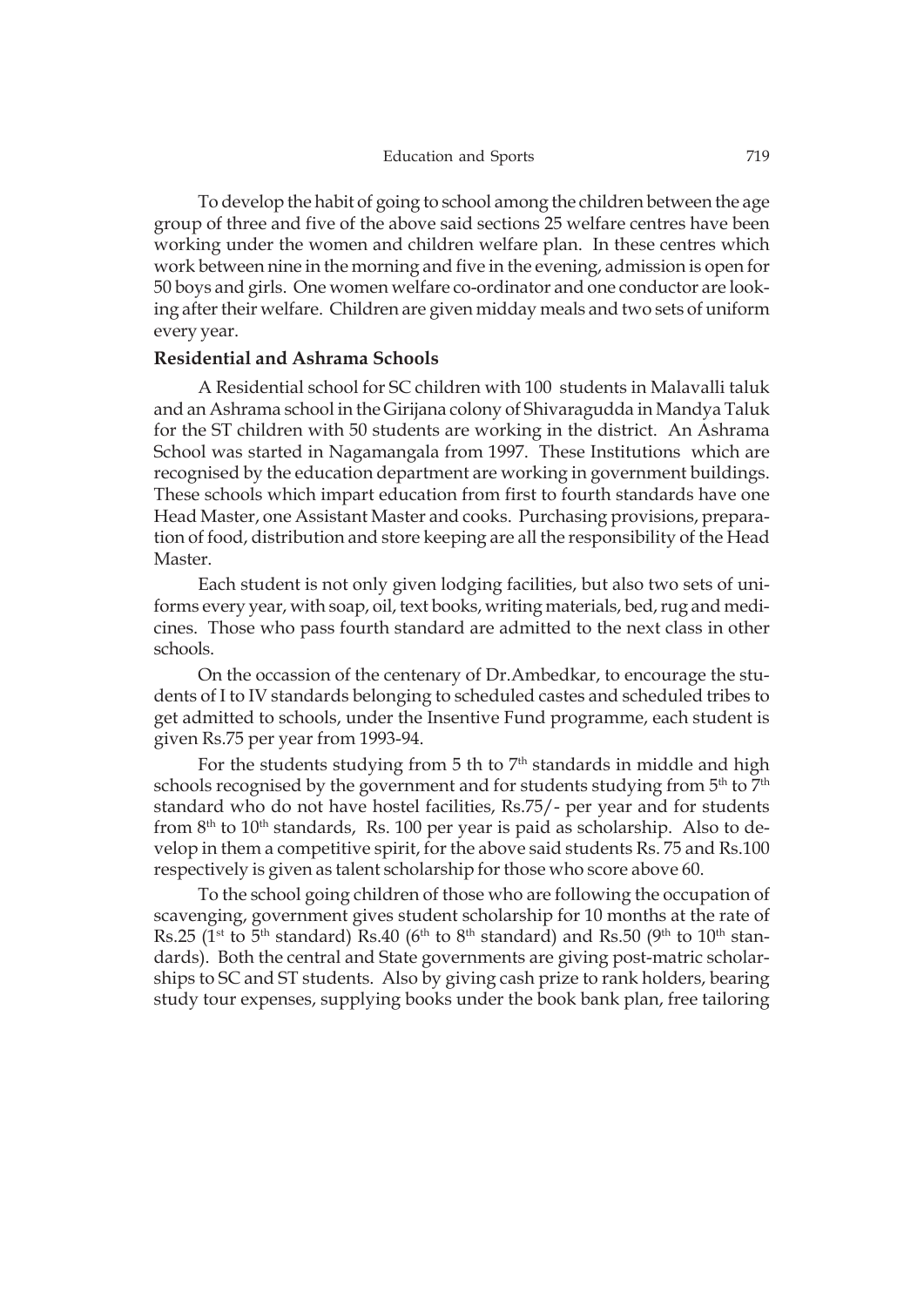To develop the habit of going to school among the children between the age group of three and five of the above said sections 25 welfare centres have been working under the women and children welfare plan. In these centres which work between nine in the morning and five in the evening, admission is open for 50 boys and girls. One women welfare co-ordinator and one conductor are looking after their welfare. Children are given midday meals and two sets of uniform every year.

**Residential and Ashrama Schools**

A Residential school for SC children with 100 students in Malavalli taluk and an Ashrama school in the Girijana colony of Shivaragudda in Mandya Taluk for the ST children with 50 students are working in the district. An Ashrama School was started in Nagamangala from 1997. These Institutions which are recognised by the education department are working in government buildings. These schools which impart education from first to fourth standards have one Head Master, one Assistant Master and cooks. Purchasing provisions, preparation of food, distribution and store keeping are all the responsibility of the Head Master.

Each student is not only given lodging facilities, but also two sets of uniforms every year, with soap, oil, text books, writing materials, bed, rug and medicines. Those who pass fourth standard are admitted to the next class in other schools.

On the occassion of the centenary of Dr.Ambedkar, to encourage the students of I to IV standards belonging to scheduled castes and scheduled tribes to get admitted to schools, under the Insentive Fund programme, each student is given Rs.75 per year from 1993-94.

For the students studying from 5 th to 7th standards in middle and high schools recognised by the government and for students studying from 5th to 7th standard who do not have hostel facilities, Rs.75/- per year and for students from 8th to 10th standards, Rs. 100 per year is paid as scholarship. Also to develop in them a competitive spirit, for the above said students Rs. 75 and Rs.100 respectively is given as talent scholarship for those who score above 60.

To the school going children of those who are following the occupation of scavenging, government gives student scholarship for 10 months at the rate of Rs.25 (1st to 5th standard) Rs.40 (6th to 8th standard) and Rs.50 (9th to 10th standards). Both the central and State governments are giving post-matric scholarships to SC and ST students. Also by giving cash prize to rank holders, bearing study tour expenses, supplying books under the book bank plan, free tailoring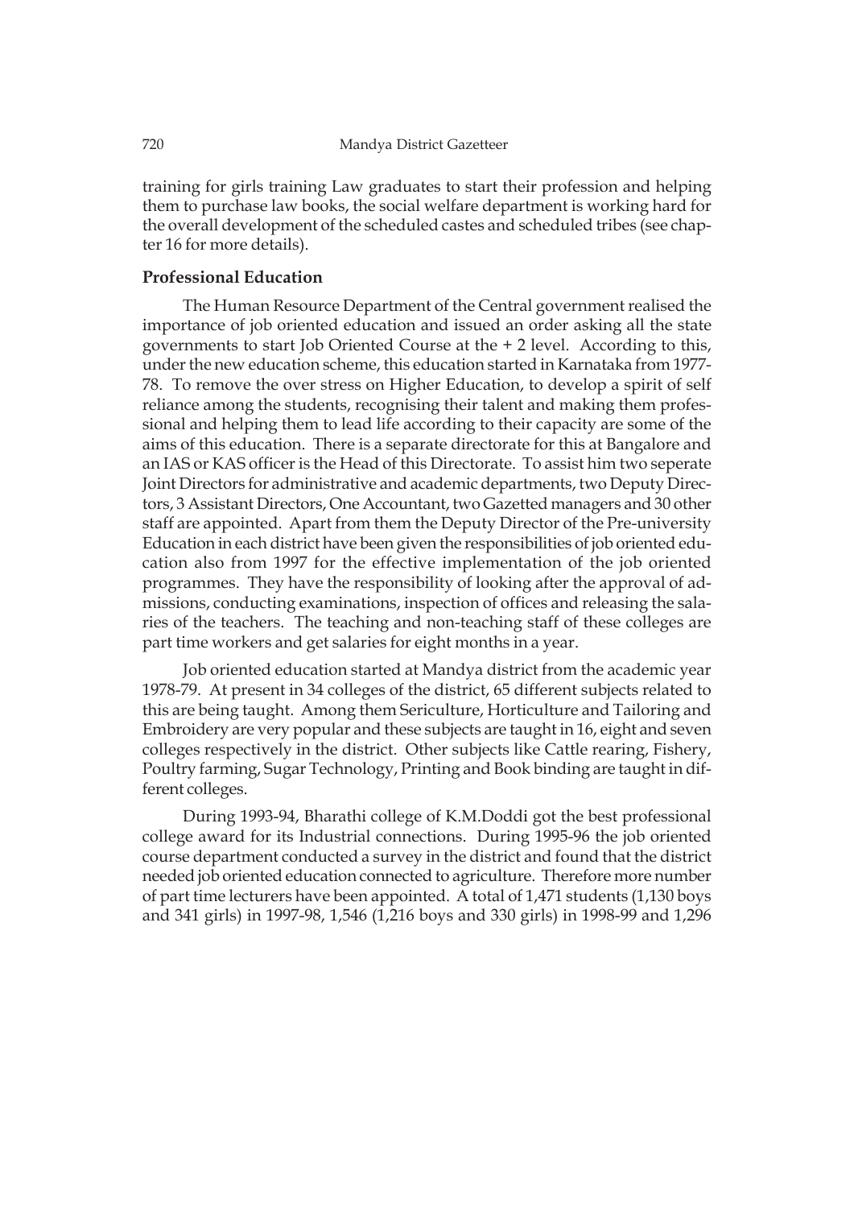training for girls training Law graduates to start their profession and helping them to purchase law books, the social welfare department is working hard for the overall development of the scheduled castes and scheduled tribes (see chapter 16 for more details).

**Professional Education**

The Human Resource Department of the Central government realised the importance of job oriented education and issued an order asking all the state governments to start Job Oriented Course at the + 2 level. According to this, under the new education scheme, this education started in Karnataka from 1977-78. To remove the over stress on Higher Education, to develop a spirit of self reliance among the students, recognising their talent and making them professional and helping them to lead life according to their capacity are some of the aims of this education. There is a separate directorate for this at Bangalore and an IAS or KAS officer is the Head of this Directorate. To assist him two seperate Joint Directors for administrative and academic departments, two Deputy Directors, 3 Assistant Directors, One Accountant, two Gazetted managers and 30 other staff are appointed. Apart from them the Deputy Director of the Pre-university Education in each district have been given the responsibilities of job oriented education also from 1997 for the effective implementation of the job oriented programmes. They have the responsibility of looking after the approval of admissions, conducting examinations, inspection of offices and releasing the salaries of the teachers. The teaching and non-teaching staff of these colleges are part time workers and get salaries for eight months in a year.

Job oriented education started at Mandya district from the academic year 1978-79. At present in 34 colleges of the district, 65 different subjects related to this are being taught. Among them Sericulture, Horticulture and Tailoring and Embroidery are very popular and these subjects are taught in 16, eight and seven colleges respectively in the district. Other subjects like Cattle rearing, Fishery, Poultry farming, Sugar Technology, Printing and Book binding are taught in different colleges.

During 1993-94, Bharathi college of K.M.Doddi got the best professional college award for its Industrial connections. During 1995-96 the job oriented course department conducted a survey in the district and found that the district needed job oriented education connected to agriculture. Therefore more number of part time lecturers have been appointed. A total of 1,471 students (1,130 boys and 341 girls) in 1997-98, 1,546 (1,216 boys and 330 girls) in 1998-99 and 1,296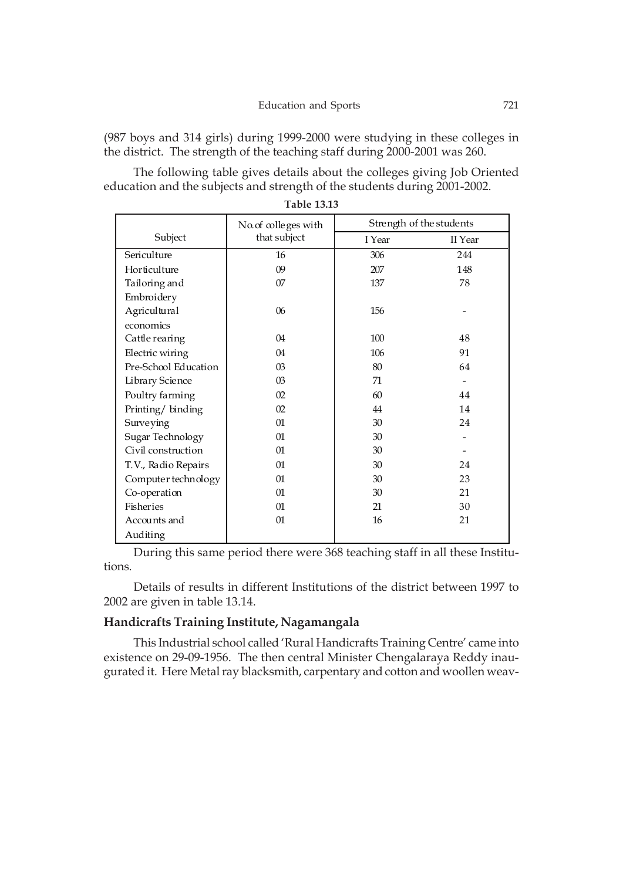(987 boys and 314 girls) during 1999-2000 were studying in these colleges in the district. The strength of the teaching staff during 2000-2001 was 260.

The following table gives details about the colleges giving Job Oriented education and the subjects and strength of the students during 2001-2002.

**Table 13.13**

| Subject | No.of colleges with that subject | Strength of the students | |
|---|---|---|---|
| | | I Year | II Year |
| Sericulture | 16 | 306 | 244 |
| Horticulture | 09 | 207 | 148 |
| Tailoring and Embroidery | 07 | 137 | 78 |
| Agricultural economics | 06 | 156 | - |
| Cattle rearing | 04 | 100 | 48 |
| Electric wiring | 04 | 106 | 91 |
| Pre-School Education | 03 | 80 | 64 |
| Library Science | 03 | 71 | - |
| Poultry farming | 02 | 60 | 44 |
| Printing/ binding | 02 | 44 | 14 |
| Surveying | 01 | 30 | 24 |
| Sugar Technology | 01 | 30 | - |
| Civil construction | 01 | 30 | - |
| T.V., Radio Repairs | 01 | 30 | 24 |
| Computer technology | 01 | 30 | 23 |
| Co-operation | 01 | 30 | 21 |
| Fisheries | 01 | 21 | 30 |
| Accounts and Auditing | 01 | 16 | 21 |

During this same period there were 368 teaching staff in all these Institutions.

Details of results in different Institutions of the district between 1997 to 2002 are given in table 13.14.

### Handicrafts Training Institute, Nagamangala

This Industrial school called 'Rural Handicrafts Training Centre' came into existence on 29-09-1956. The then central Minister Chengalaraya Reddy inaugurated it. Here Metal ray blacksmith, carpentary and cotton and woollen weav-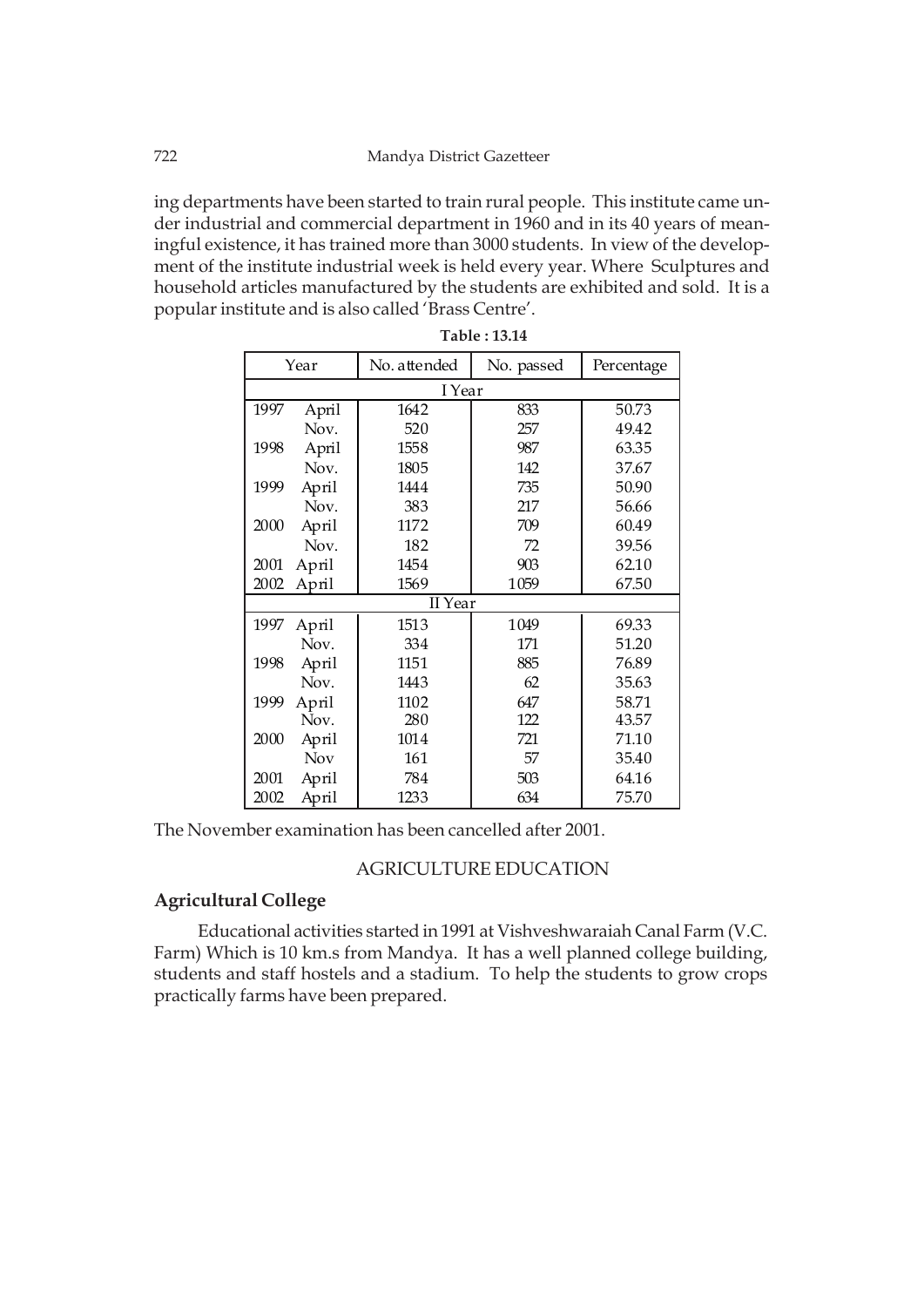ing departments have been started to train rural people. This institute came under industrial and commercial department in 1960 and in its 40 years of meaningful existence, it has trained more than 3000 students. In view of the development of the institute industrial week is held every year. Where Sculptures and household articles manufactured by the students are exhibited and sold. It is a popular institute and is also called 'Brass Centre'.

**Table : 13.14**

| Year | | No. attended | No. passed | Percentage |
|---|---|---|---|---|
| I Year | | | | |
| 1997 | April | 1642 | 833 | 50.73 |
| | Nov. | 520 | 257 | 49.42 |
| 1998 | April | 1558 | 987 | 63.35 |
| | Nov. | 1805 | 142 | 37.67 |
| 1999 | April | 1444 | 735 | 50.90 |
| | Nov. | 383 | 217 | 56.66 |
| 2000 | April | 1172 | 709 | 60.49 |
| | Nov. | 182 | 72 | 39.56 |
| 2001 | April | 1454 | 903 | 62.10 |
| 2002 | April | 1569 | 1059 | 67.50 |
| II Year | | | | |
| 1997 | April | 1513 | 1049 | 69.33 |
| | Nov. | 334 | 171 | 51.20 |
| 1998 | April | 1151 | 885 | 76.89 |
| | Nov. | 1443 | 62 | 35.63 |
| 1999 | April | 1102 | 647 | 58.71 |
| | Nov. | 280 | 122 | 43.57 |
| 2000 | April | 1014 | 721 | 71.10 |
| | Nov | 161 | 57 | 35.40 |
| 2001 | April | 784 | 503 | 64.16 |
| 2002 | April | 1233 | 634 | 75.70 |

The November examination has been cancelled after 2001.

## AGRICULTURE EDUCATION

### Agricultural College

Educational activities started in 1991 at Vishveshwaraiah Canal Farm (V.C. Farm) Which is 10 km.s from Mandya. It has a well planned college building, students and staff hostels and a stadium. To help the students to grow crops practically farms have been prepared.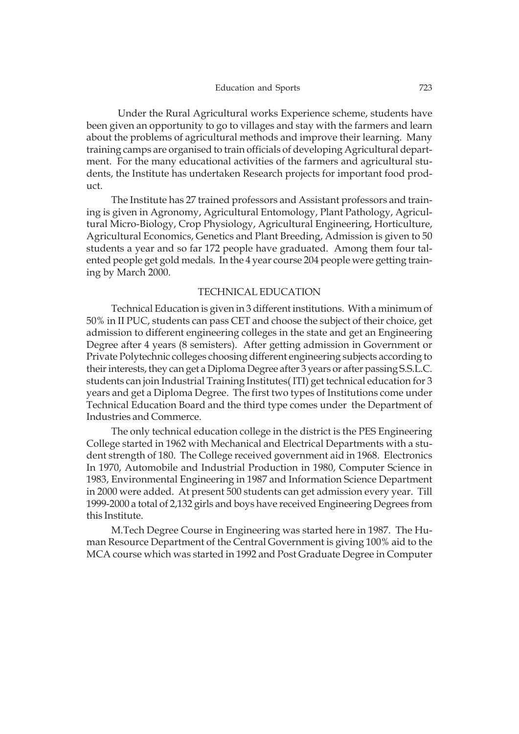Under the Rural Agricultural works Experience scheme, students have been given an opportunity to go to villages and stay with the farmers and learn about the problems of agricultural methods and improve their learning. Many training camps are organised to train officials of developing Agricultural department. For the many educational activities of the farmers and agricultural students, the Institute has undertaken Research projects for important food product.

The Institute has 27 trained professors and Assistant professors and training is given in Agronomy, Agricultural Entomology, Plant Pathology, Agricultural Micro-Biology, Crop Physiology, Agricultural Engineering, Horticulture, Agricultural Economics, Genetics and Plant Breeding, Admission is given to 50 students a year and so far 172 people have graduated. Among them four talented people get gold medals. In the 4 year course 204 people were getting training by March 2000.

## TECHNICAL EDUCATION

Technical Education is given in 3 different institutions. With a minimum of 50% in II PUC, students can pass CET and choose the subject of their choice, get admission to different engineering colleges in the state and get an Engineering Degree after 4 years (8 semisters). After getting admission in Government or Private Polytechnic colleges choosing different engineering subjects according to their interests, they can get a Diploma Degree after 3 years or after passing S.S.L.C. students can join Industrial Training Institutes( ITI) get technical education for 3 years and get a Diploma Degree. The first two types of Institutions come under Technical Education Board and the third type comes under the Department of Industries and Commerce.

The only technical education college in the district is the PES Engineering College started in 1962 with Mechanical and Electrical Departments with a student strength of 180. The College received government aid in 1968. Electronics In 1970, Automobile and Industrial Production in 1980, Computer Science in 1983, Environmental Engineering in 1987 and Information Science Department in 2000 were added. At present 500 students can get admission every year. Till 1999-2000 a total of 2,132 girls and boys have received Engineering Degrees from this Institute.

M.Tech Degree Course in Engineering was started here in 1987. The Human Resource Department of the Central Government is giving 100% aid to the MCA course which was started in 1992 and Post Graduate Degree in Computer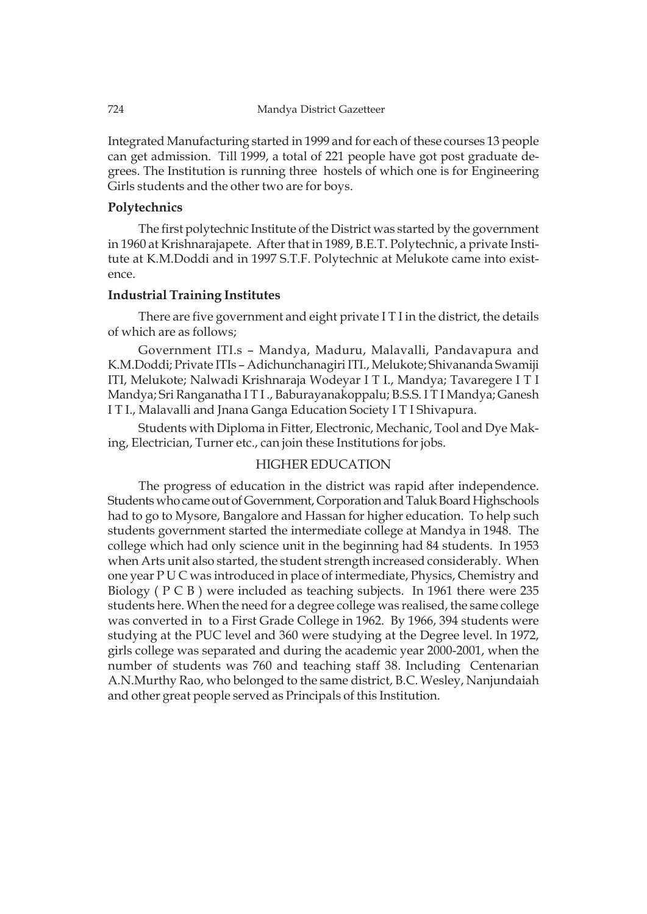Integrated Manufacturing started in 1999 and for each of these courses 13 people can get admission. Till 1999, a total of 221 people have got post graduate degrees. The Institution is running three hostels of which one is for Engineering Girls students and the other two are for boys.

### Polytechnics

The first polytechnic Institute of the District was started by the government in 1960 at Krishnarajapete. After that in 1989, B.E.T. Polytechnic, a private Institute at K.M.Doddi and in 1997 S.T.F. Polytechnic at Melukote came into existence.

### Industrial Training Institutes

There are five government and eight private I T I in the district, the details of which are as follows;

Government ITI.s – Mandya, Maduru, Malavalli, Pandavapura and K.M.Doddi; Private ITIs – Adichunchanagiri ITI., Melukote; Shivananda Swamiji ITI, Melukote; Nalwadi Krishnaraja Wodeyar I T I., Mandya; Tavaregere I T I Mandya; Sri Ranganatha I T I ., Baburayanakoppalu; B.S.S. I T I Mandya; Ganesh I T I., Malavalli and Jnana Ganga Education Society I T I Shivapura.

Students with Diploma in Fitter, Electronic, Mechanic, Tool and Dye Making, Electrician, Turner etc., can join these Institutions for jobs.

## HIGHER EDUCATION

The progress of education in the district was rapid after independence. Students who came out of Government, Corporation and Taluk Board Highschools had to go to Mysore, Bangalore and Hassan for higher education. To help such students government started the intermediate college at Mandya in 1948. The college which had only science unit in the beginning had 84 students. In 1953 when Arts unit also started, the student strength increased considerably. When one year P U C was introduced in place of intermediate, Physics, Chemistry and Biology ( P C B ) were included as teaching subjects. In 1961 there were 235 students here. When the need for a degree college was realised, the same college was converted in to a First Grade College in 1962. By 1966, 394 students were studying at the PUC level and 360 were studying at the Degree level. In 1972, girls college was separated and during the academic year 2000-2001, when the number of students was 760 and teaching staff 38. Including Centenarian A.N.Murthy Rao, who belonged to the same district, B.C. Wesley, Nanjundaiah and other great people served as Principals of this Institution.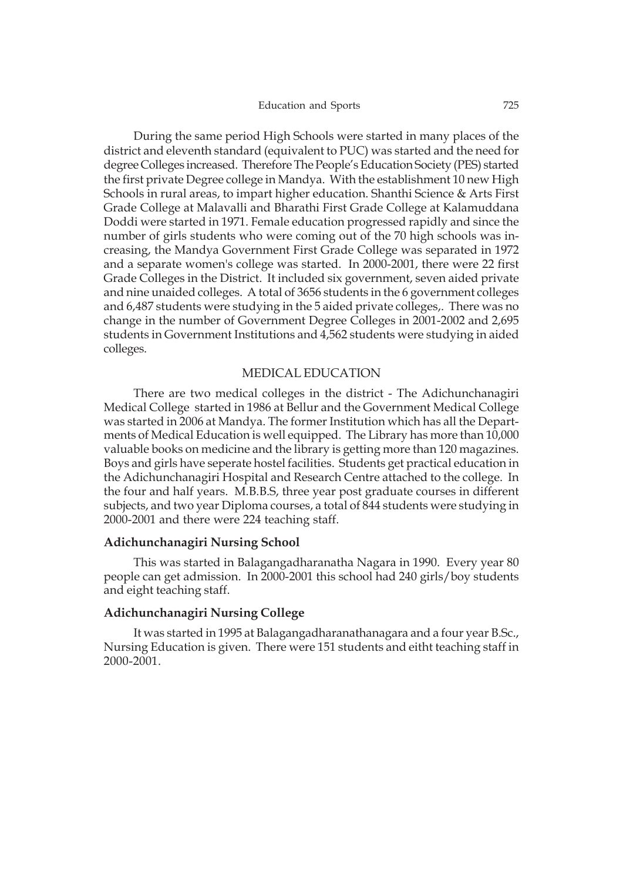During the same period High Schools were started in many places of the district and eleventh standard (equivalent to PUC) was started and the need for degree Colleges increased. Therefore The People's Education Society (PES) started the first private Degree college in Mandya. With the establishment 10 new High Schools in rural areas, to impart higher education. Shanthi Science & Arts First Grade College at Malavalli and Bharathi First Grade College at Kalamuddana Doddi were started in 1971. Female education progressed rapidly and since the number of girls students who were coming out of the 70 high schools was increasing, the Mandya Government First Grade College was separated in 1972 and a separate women's college was started. In 2000-2001, there were 22 first Grade Colleges in the District. It included six government, seven aided private and nine unaided colleges. A total of 3656 students in the 6 government colleges and 6,487 students were studying in the 5 aided private colleges,. There was no change in the number of Government Degree Colleges in 2001-2002 and 2,695 students in Government Institutions and 4,562 students were studying in aided colleges.

## MEDICAL EDUCATION

There are two medical colleges in the district - The Adichunchanagiri Medical College started in 1986 at Bellur and the Government Medical College was started in 2006 at Mandya. The former Institution which has all the Departments of Medical Education is well equipped. The Library has more than 10,000 valuable books on medicine and the library is getting more than 120 magazines. Boys and girls have seperate hostel facilities. Students get practical education in the Adichunchanagiri Hospital and Research Centre attached to the college. In the four and half years. M.B.B.S, three year post graduate courses in different subjects, and two year Diploma courses, a total of 844 students were studying in 2000-2001 and there were 224 teaching staff.

### Adichunchanagiri Nursing School

This was started in Balagangadharanatha Nagara in 1990. Every year 80 people can get admission. In 2000-2001 this school had 240 girls/boy students and eight teaching staff.

### Adichunchanagiri Nursing College

It was started in 1995 at Balagangadharanathanagara and a four year B.Sc., Nursing Education is given. There were 151 students and eitht teaching staff in 2000-2001.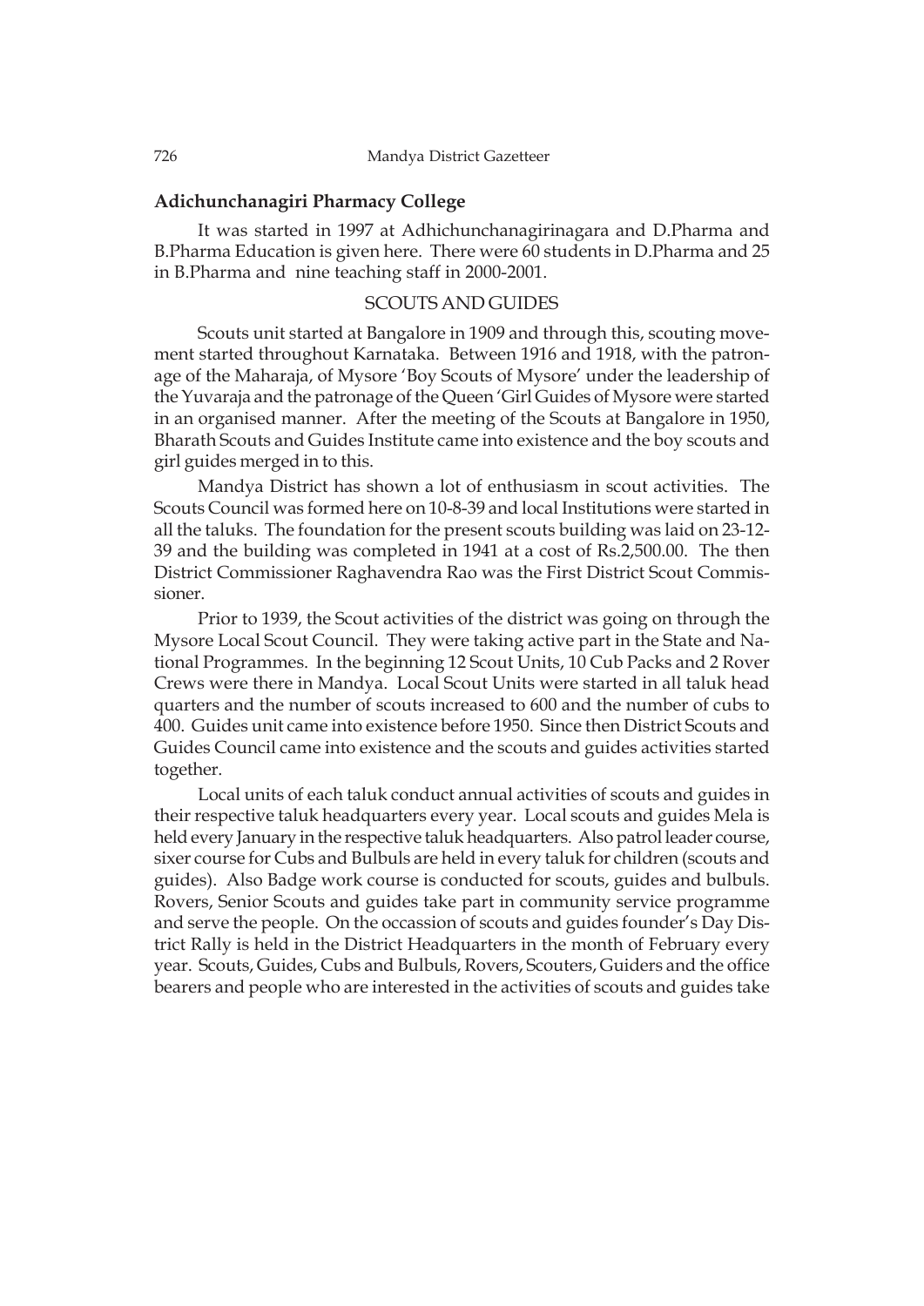### Adichunchanagiri Pharmacy College

It was started in 1997 at Adhichunchanagirinagara and D.Pharma and B.Pharma Education is given here. There were 60 students in D.Pharma and 25 in B.Pharma and nine teaching staff in 2000-2001.

## SCOUTS AND GUIDES

Scouts unit started at Bangalore in 1909 and through this, scouting movement started throughout Karnataka. Between 1916 and 1918, with the patronage of the Maharaja, of Mysore 'Boy Scouts of Mysore' under the leadership of the Yuvaraja and the patronage of the Queen 'Girl Guides of Mysore were started in an organised manner. After the meeting of the Scouts at Bangalore in 1950, Bharath Scouts and Guides Institute came into existence and the boy scouts and girl guides merged in to this.

Mandya District has shown a lot of enthusiasm in scout activities. The Scouts Council was formed here on 10-8-39 and local Institutions were started in all the taluks. The foundation for the present scouts building was laid on 23-12-39 and the building was completed in 1941 at a cost of Rs.2,500.00. The then District Commissioner Raghavendra Rao was the First District Scout Commissioner.

Prior to 1939, the Scout activities of the district was going on through the Mysore Local Scout Council. They were taking active part in the State and National Programmes. In the beginning 12 Scout Units, 10 Cub Packs and 2 Rover Crews were there in Mandya. Local Scout Units were started in all taluk head quarters and the number of scouts increased to 600 and the number of cubs to 400. Guides unit came into existence before 1950. Since then District Scouts and Guides Council came into existence and the scouts and guides activities started together.

Local units of each taluk conduct annual activities of scouts and guides in their respective taluk headquarters every year. Local scouts and guides Mela is held every January in the respective taluk headquarters. Also patrol leader course, sixer course for Cubs and Bulbuls are held in every taluk for children (scouts and guides). Also Badge work course is conducted for scouts, guides and bulbuls. Rovers, Senior Scouts and guides take part in community service programme and serve the people. On the occassion of scouts and guides founder's Day District Rally is held in the District Headquarters in the month of February every year. Scouts, Guides, Cubs and Bulbuls, Rovers, Scouters, Guiders and the office bearers and people who are interested in the activities of scouts and guides take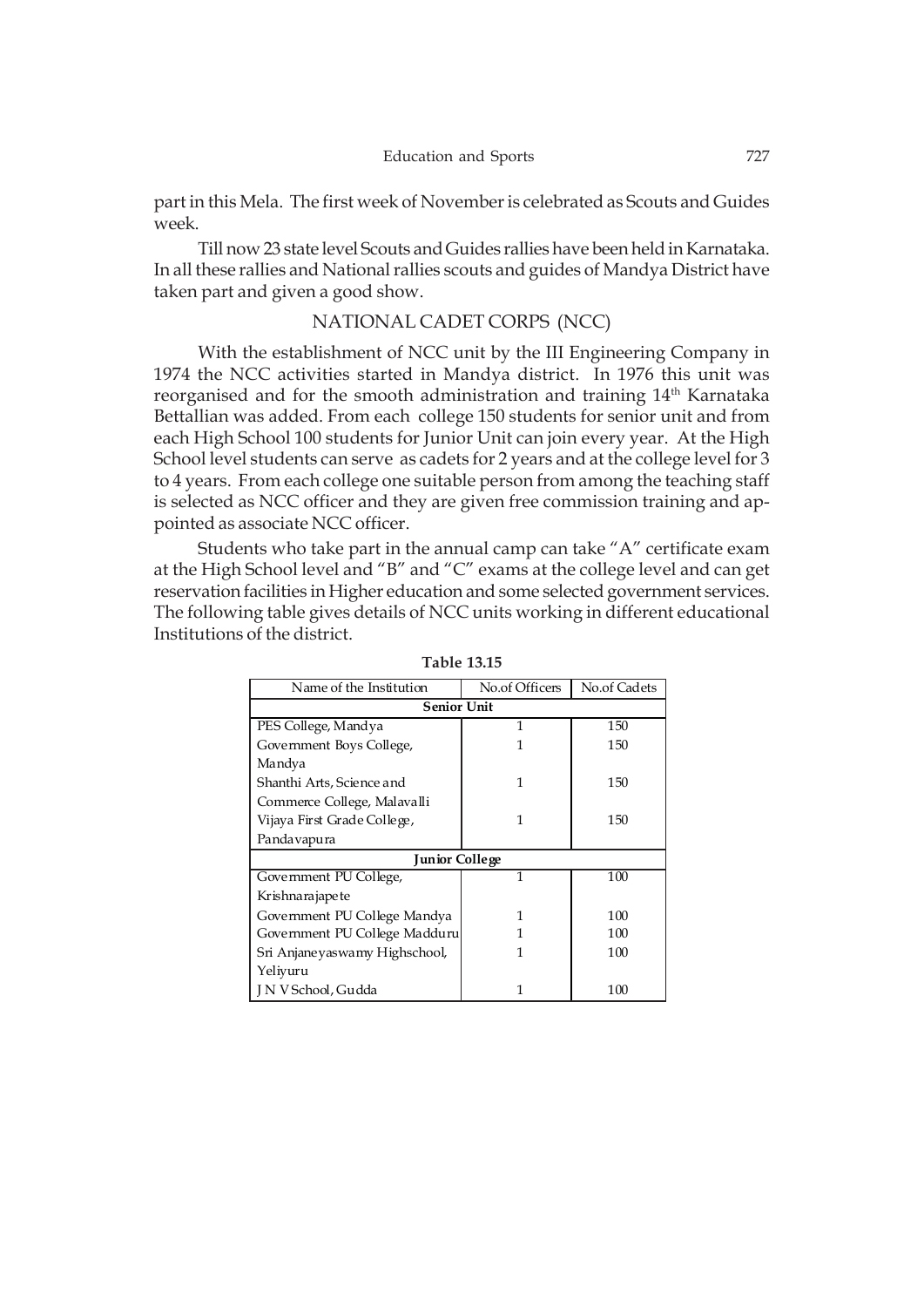part in this Mela. The first week of November is celebrated as Scouts and Guides week.

Till now 23 state level Scouts and Guides rallies have been held in Karnataka. In all these rallies and National rallies scouts and guides of Mandya District have taken part and given a good show.

## NATIONAL CADET CORPS (NCC)

With the establishment of NCC unit by the III Engineering Company in 1974 the NCC activities started in Mandya district. In 1976 this unit was reorganised and for the smooth administration and training 14th Karnataka Bettallian was added. From each college 150 students for senior unit and from each High School 100 students for Junior Unit can join every year. At the High School level students can serve as cadets for 2 years and at the college level for 3 to 4 years. From each college one suitable person from among the teaching staff is selected as NCC officer and they are given free commission training and appointed as associate NCC officer.

Students who take part in the annual camp can take "A" certificate exam at the High School level and "B" and "C" exams at the college level and can get reservation facilities in Higher education and some selected government services. The following table gives details of NCC units working in different educational Institutions of the district.

**Table 13.15**

| Name of the Institution | No.of Officers | No.of Cadets |
|---|---|---|
| **Senior Unit** | | |
| PES College, Mandya | 1 | 150 |
| Government Boys College, Mandya | 1 | 150 |
| Shanthi Arts, Science and Commerce College, Malavalli | 1 | 150 |
| Vijaya First Grade College, Pandavapura | 1 | 150 |
| **Junior College** | | |
| Government PU College, Krishnarajapete | 1 | 100 |
| Government PU College Mandya | 1 | 100 |
| Government PU College Madduru | 1 | 100 |
| Sri Anjaneyaswamy Highschool, Yeliyuru | 1 | 100 |
| J N V School, Gudda | 1 | 100 |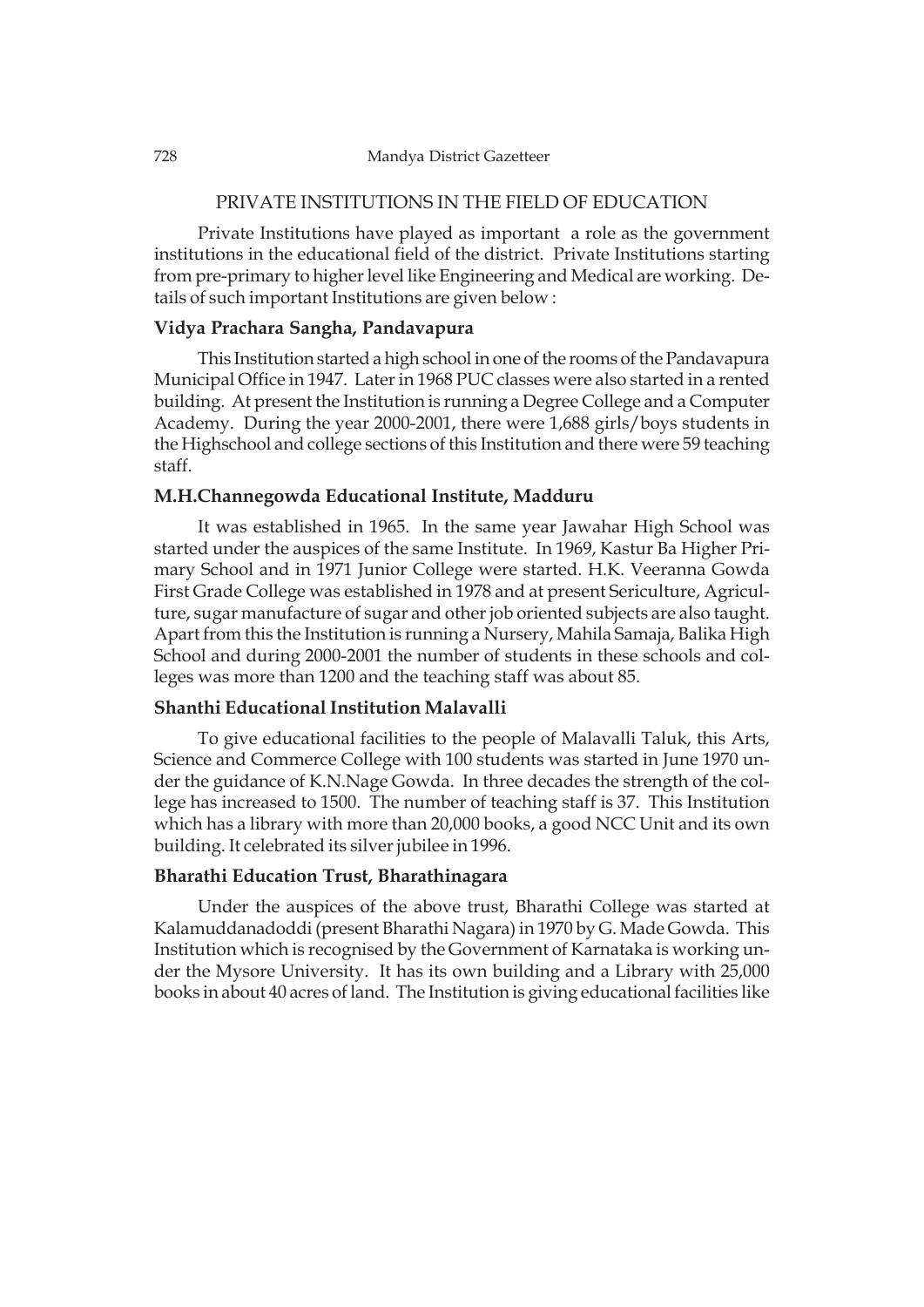## PRIVATE INSTITUTIONS IN THE FIELD OF EDUCATION

Private Institutions have played as important a role as the government institutions in the educational field of the district. Private Institutions starting from pre-primary to higher level like Engineering and Medical are working. Details of such important Institutions are given below :

### Vidya Prachara Sangha, Pandavapura

This Institution started a high school in one of the rooms of the Pandavapura Municipal Office in 1947. Later in 1968 PUC classes were also started in a rented building. At present the Institution is running a Degree College and a Computer Academy. During the year 2000-2001, there were 1,688 girls/boys students in the Highschool and college sections of this Institution and there were 59 teaching staff.

### M.H.Channegowda Educational Institute, Madduru

It was established in 1965. In the same year Jawahar High School was started under the auspices of the same Institute. In 1969, Kastur Ba Higher Primary School and in 1971 Junior College were started. H.K. Veeranna Gowda First Grade College was established in 1978 and at present Sericulture, Agriculture, sugar manufacture of sugar and other job oriented subjects are also taught. Apart from this the Institution is running a Nursery, Mahila Samaja, Balika High School and during 2000-2001 the number of students in these schools and colleges was more than 1200 and the teaching staff was about 85.

### Shanthi Educational Institution Malavalli

To give educational facilities to the people of Malavalli Taluk, this Arts, Science and Commerce College with 100 students was started in June 1970 under the guidance of K.N.Nage Gowda. In three decades the strength of the college has increased to 1500. The number of teaching staff is 37. This Institution which has a library with more than 20,000 books, a good NCC Unit and its own building. It celebrated its silver jubilee in 1996.

### Bharathi Education Trust, Bharathinagara

Under the auspices of the above trust, Bharathi College was started at Kalamuddanadoddi (present Bharathi Nagara) in 1970 by G. Made Gowda. This Institution which is recognised by the Government of Karnataka is working under the Mysore University. It has its own building and a Library with 25,000 books in about 40 acres of land. The Institution is giving educational facilities like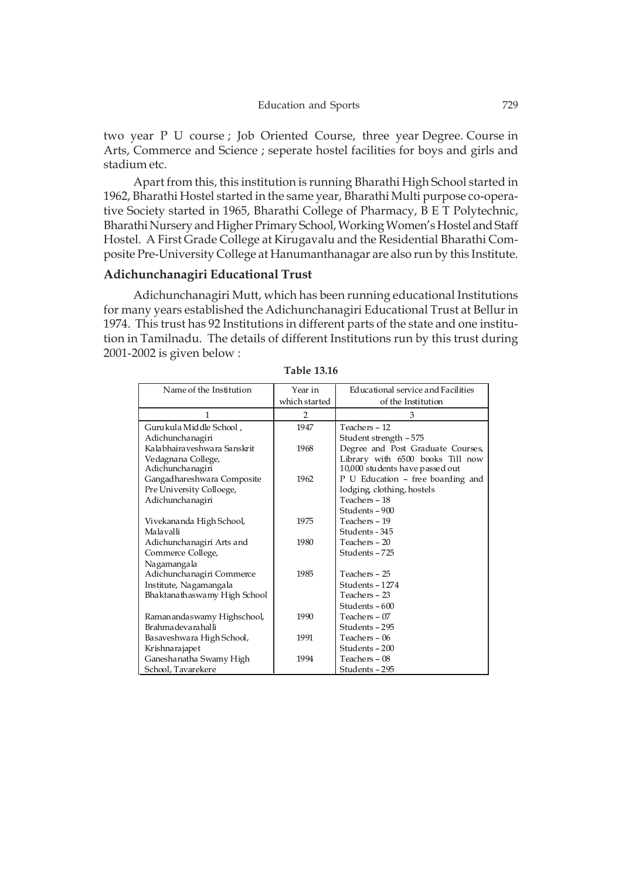two year P U course ; Job Oriented Course, three year Degree. Course in Arts, Commerce and Science ; seperate hostel facilities for boys and girls and stadium etc.

Apart from this, this institution is running Bharathi High School started in 1962, Bharathi Hostel started in the same year, Bharathi Multi purpose co-operative Society started in 1965, Bharathi College of Pharmacy, B E T Polytechnic, Bharathi Nursery and Higher Primary School, Working Women's Hostel and Staff Hostel. A First Grade College at Kirugavalu and the Residential Bharathi Composite Pre-University College at Hanumanthanagar are also run by this Institute.

### Adichunchanagiri Educational Trust

Adichunchanagiri Mutt, which has been running educational Institutions for many years established the Adichunchanagiri Educational Trust at Bellur in 1974. This trust has 92 Institutions in different parts of the state and one institution in Tamilnadu. The details of different Institutions run by this trust during 2001-2002 is given below :

**Table 13.16**

| Name of the Institution | Year in which started | Educational service and Facilities of the Institution |
|---|---|---|
| 1 | 2 | 3 |
| Gurukula Middle School, Adichunchanagiri | 1947 | Teachers – 12<br>Student strength – 575 |
| Kalabhairaveshwara Sanskrit Vedagnana College, Adichunchanagiri | 1968 | Degree and Post Graduate Courses, Library with 6500 books Till now 10,000 students have passed out |
| Gangadhareshwara Composite Pre University Colloege, Adichunchanagiri | 1962 | P U Education – free boarding and lodging, clothing, hostels<br>Teachers – 18<br>Students – 900 |
| Vivekananda High School, Malavalli | 1975 | Teachers – 19<br>Students - 345 |
| Adichunchanagiri Arts and Commerce College, Nagamangala | 1980 | Teachers – 20<br>Students – 725 |
| Adichunchanagiri Commerce Institute, Nagamangala | 1985 | Teachers – 25<br>Students – 1274 |
| Bhaktanathaswamy High School | | Teachers – 23<br>Students – 600 |
| Ramanandaswamy Highschool, Brahmadevarahalli | 1990 | Teachers – 07<br>Students – 295 |
| Basaveshwara High School, Krishnarajapet | 1991 | Teachers – 06<br>Students – 200 |
| Ganeshanatha Swamy High School, Tavarekere | 1994 | Teachers – 08<br>Students – 295 |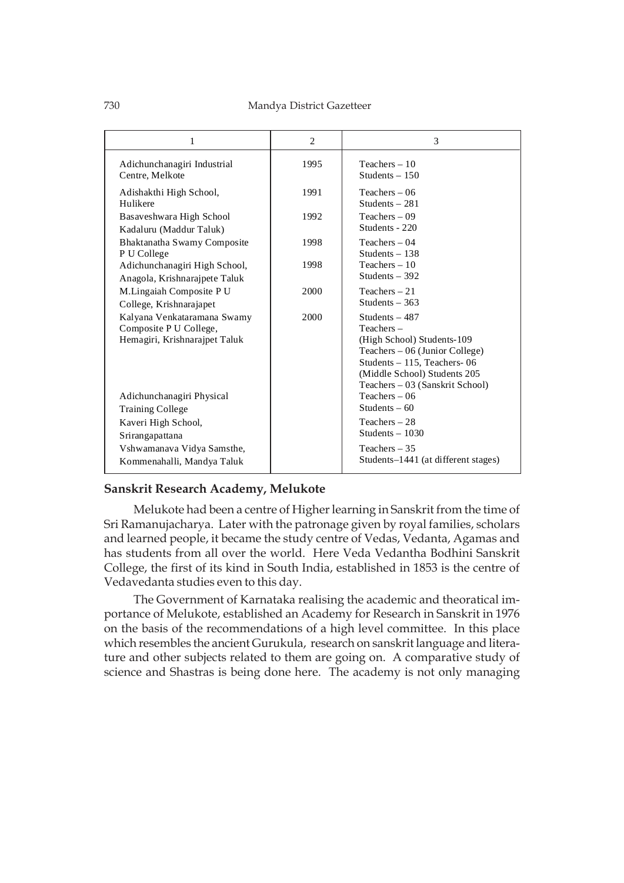| 1 | 2 | 3 |
|---|---|---|
| Adichunchanagiri Industrial Centre, Melkote | 1995 | Teachers – 10<br>Students – 150 |
| Adishakthi High School, Hulikere | 1991 | Teachers – 06<br>Students – 281 |
| Basaveshwara High School Kadaluru (Maddur Taluk) | 1992 | Teachers – 09<br>Students - 220 |
| Bhaktanatha Swamy Composite P U College | 1998 | Teachers – 04<br>Students – 138 |
| Adichunchanagiri High School, Anagola, Krishnarajpete Taluk | 1998 | Teachers – 10<br>Students – 392 |
| M.Lingaiah Composite P U College, Krishnarajapet | 2000 | Teachers – 21<br>Students – 363 |
| Kalyana Venkataramana Swamy Composite P U College, Hemagiri, Krishnarajpet Taluk | 2000 | Students – 487<br>Teachers –<br>(High School) Students-109<br>Teachers – 06 (Junior College)<br>Students – 115, Teachers- 06<br>(Middle School) Students 205<br>Teachers – 03 (Sanskrit School) |
| Adichunchanagiri Physical Training College | | Teachers – 06<br>Students – 60 |
| Kaveri High School, Srirangapattana | | Teachers – 28<br>Students – 1030 |
| Vshwamanava Vidya Samsthe, Kommenahalli, Mandya Taluk | | Teachers – 35<br>Students–1441 (at different stages) |

**Sanskrit Research Academy, Melukote**

Melukote had been a centre of Higher learning in Sanskrit from the time of Sri Ramanujacharya. Later with the patronage given by royal families, scholars and learned people, it became the study centre of Vedas, Vedanta, Agamas and has students from all over the world. Here Veda Vedantha Bodhini Sanskrit College, the first of its kind in South India, established in 1853 is the centre of Vedavedanta studies even to this day.

The Government of Karnataka realising the academic and theoratical importance of Melukote, established an Academy for Research in Sanskrit in 1976 on the basis of the recommendations of a high level committee. In this place which resembles the ancient Gurukula, research on sanskrit language and literature and other subjects related to them are going on. A comparative study of science and Shastras is being done here. The academy is not only managing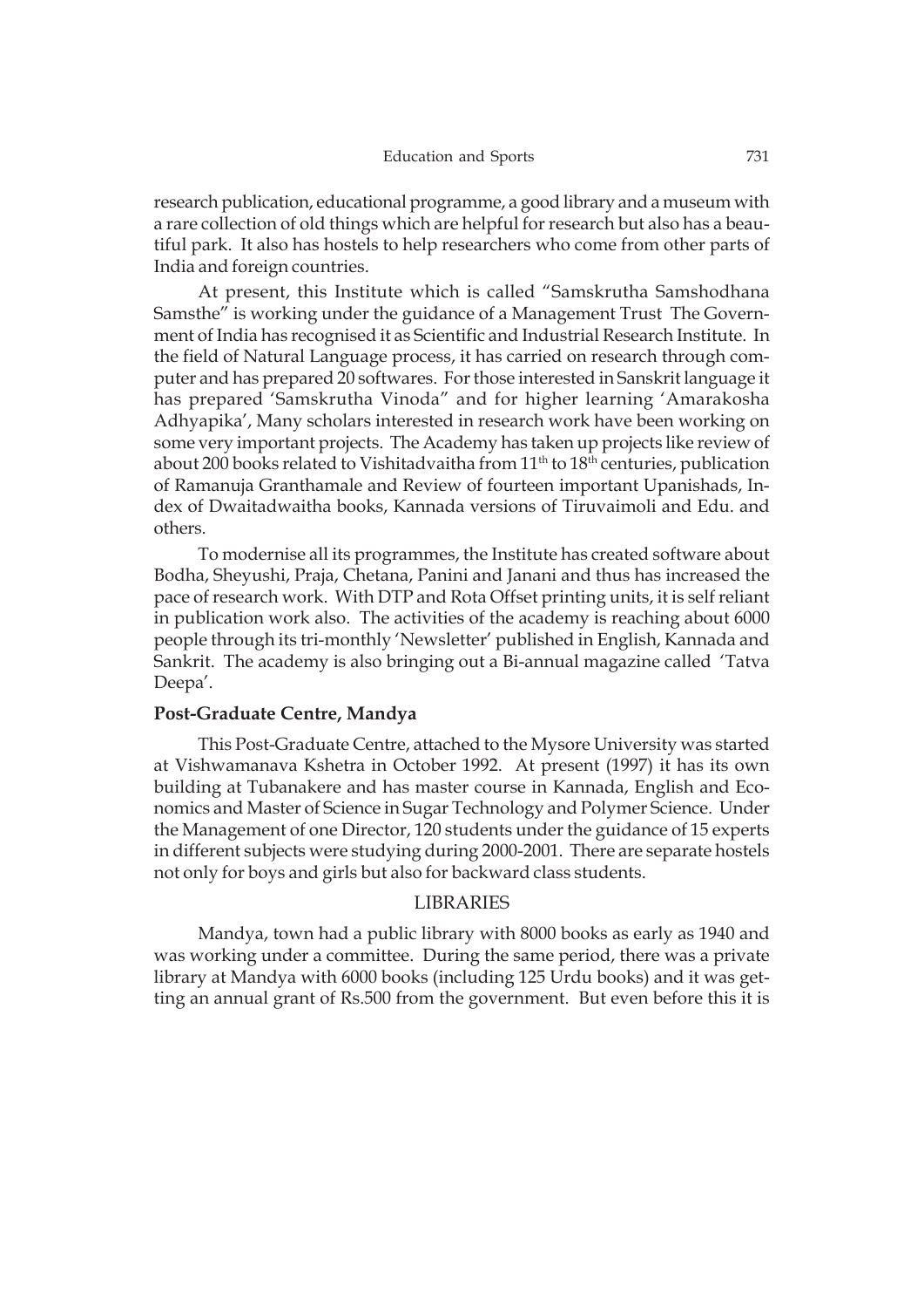research publication, educational programme, a good library and a museum with a rare collection of old things which are helpful for research but also has a beautiful park. It also has hostels to help researchers who come from other parts of India and foreign countries.

At present, this Institute which is called "Samskrutha Samshodhana Samsthe" is working under the guidance of a Management Trust The Government of India has recognised it as Scientific and Industrial Research Institute. In the field of Natural Language process, it has carried on research through computer and has prepared 20 softwares. For those interested in Sanskrit language it has prepared 'Samskrutha Vinoda" and for higher learning 'Amarakosha Adhyapika', Many scholars interested in research work have been working on some very important projects. The Academy has taken up projects like review of about 200 books related to Vishitadvaitha from 11th to 18th centuries, publication of Ramanuja Granthamale and Review of fourteen important Upanishads, Index of Dwaitadwaitha books, Kannada versions of Tiruvaimoli and Edu. and others.

To modernise all its programmes, the Institute has created software about Bodha, Sheyushi, Praja, Chetana, Panini and Janani and thus has increased the pace of research work. With DTP and Rota Offset printing units, it is self reliant in publication work also. The activities of the academy is reaching about 6000 people through its tri-monthly 'Newsletter' published in English, Kannada and Sankrit. The academy is also bringing out a Bi-annual magazine called 'Tatva Deepa'.

**Post-Graduate Centre, Mandya**

This Post-Graduate Centre, attached to the Mysore University was started at Vishwamanava Kshetra in October 1992. At present (1997) it has its own building at Tubanakere and has master course in Kannada, English and Economics and Master of Science in Sugar Technology and Polymer Science. Under the Management of one Director, 120 students under the guidance of 15 experts in different subjects were studying during 2000-2001. There are separate hostels not only for boys and girls but also for backward class students.

## LIBRARIES

Mandya, town had a public library with 8000 books as early as 1940 and was working under a committee. During the same period, there was a private library at Mandya with 6000 books (including 125 Urdu books) and it was getting an annual grant of Rs.500 from the government. But even before this it is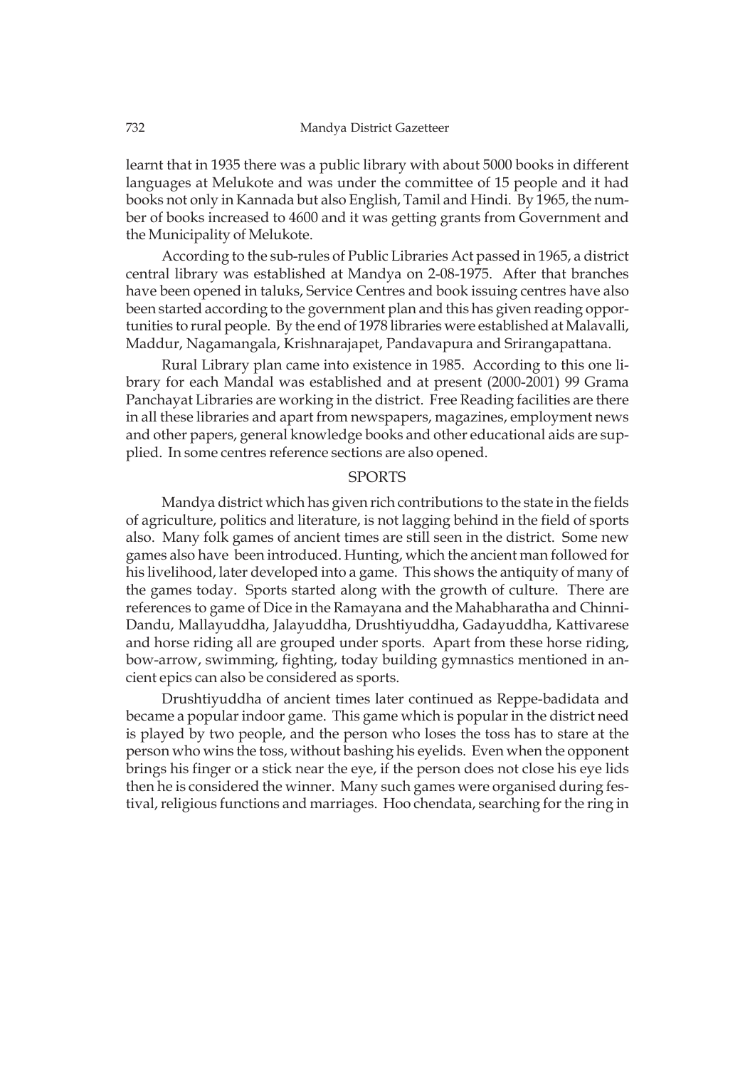learnt that in 1935 there was a public library with about 5000 books in different languages at Melukote and was under the committee of 15 people and it had books not only in Kannada but also English, Tamil and Hindi. By 1965, the number of books increased to 4600 and it was getting grants from Government and the Municipality of Melukote.

According to the sub-rules of Public Libraries Act passed in 1965, a district central library was established at Mandya on 2-08-1975. After that branches have been opened in taluks, Service Centres and book issuing centres have also been started according to the government plan and this has given reading opportunities to rural people. By the end of 1978 libraries were established at Malavalli, Maddur, Nagamangala, Krishnarajapet, Pandavapura and Srirangapattana.

Rural Library plan came into existence in 1985. According to this one library for each Mandal was established and at present (2000-2001) 99 Grama Panchayat Libraries are working in the district. Free Reading facilities are there in all these libraries and apart from newspapers, magazines, employment news and other papers, general knowledge books and other educational aids are supplied. In some centres reference sections are also opened.

## SPORTS

Mandya district which has given rich contributions to the state in the fields of agriculture, politics and literature, is not lagging behind in the field of sports also. Many folk games of ancient times are still seen in the district. Some new games also have been introduced. Hunting, which the ancient man followed for his livelihood, later developed into a game. This shows the antiquity of many of the games today. Sports started along with the growth of culture. There are references to game of Dice in the Ramayana and the Mahabharatha and Chinni-Dandu, Mallayuddha, Jalayuddha, Drushtiyuddha, Gadayuddha, Kattivarese and horse riding all are grouped under sports. Apart from these horse riding, bow-arrow, swimming, fighting, today building gymnastics mentioned in ancient epics can also be considered as sports.

Drushtiyuddha of ancient times later continued as Reppe-badidata and became a popular indoor game. This game which is popular in the district need is played by two people, and the person who loses the toss has to stare at the person who wins the toss, without bashing his eyelids. Even when the opponent brings his finger or a stick near the eye, if the person does not close his eye lids then he is considered the winner. Many such games were organised during festival, religious functions and marriages. Hoo chendata, searching for the ring in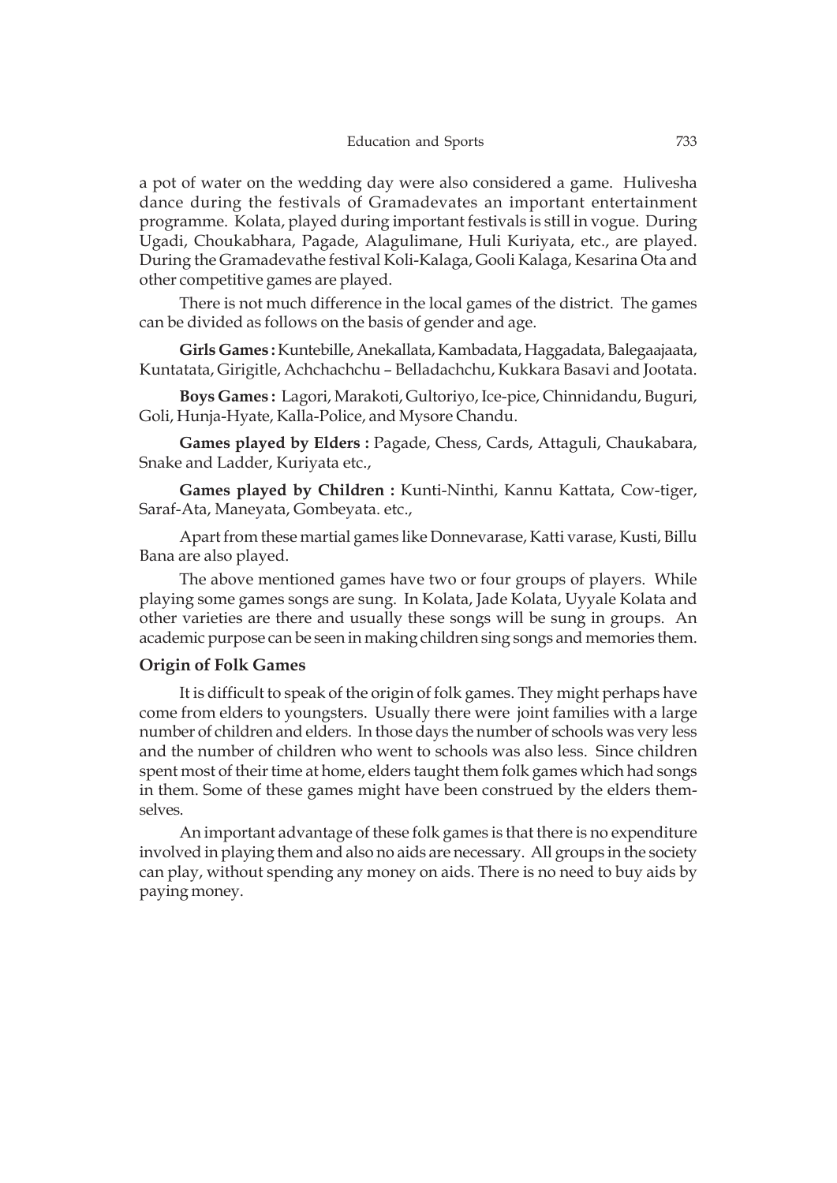a pot of water on the wedding day were also considered a game. Hulivesha dance during the festivals of Gramadevates an important entertainment programme. Kolata, played during important festivals is still in vogue. During Ugadi, Choukabhara, Pagade, Alagulimane, Huli Kuriyata, etc., are played. During the Gramadevathe festival Koli-Kalaga, Gooli Kalaga, Kesarina Ota and other competitive games are played.

There is not much difference in the local games of the district. The games can be divided as follows on the basis of gender and age.

**Girls Games :** Kuntebille, Anekallata, Kambadata, Haggadata, Balegaajaata, Kuntatata, Girigitle, Achchachchu – Belladachchu, Kukkara Basavi and Jootata.

**Boys Games :** Lagori, Marakoti, Gultoriyo, Ice-pice, Chinnidandu, Buguri, Goli, Hunja-Hyate, Kalla-Police, and Mysore Chandu.

**Games played by Elders :** Pagade, Chess, Cards, Attaguli, Chaukabara, Snake and Ladder, Kuriyata etc.,

**Games played by Children :** Kunti-Ninthi, Kannu Kattata, Cow-tiger, Saraf-Ata, Maneyata, Gombeyata. etc.,

Apart from these martial games like Donnevarase, Katti varase, Kusti, Billu Bana are also played.

The above mentioned games have two or four groups of players. While playing some games songs are sung. In Kolata, Jade Kolata, Uyyale Kolata and other varieties are there and usually these songs will be sung in groups. An academic purpose can be seen in making children sing songs and memories them.

### Origin of Folk Games

It is difficult to speak of the origin of folk games. They might perhaps have come from elders to youngsters. Usually there were joint families with a large number of children and elders. In those days the number of schools was very less and the number of children who went to schools was also less. Since children spent most of their time at home, elders taught them folk games which had songs in them. Some of these games might have been construed by the elders themselves.

An important advantage of these folk games is that there is no expenditure involved in playing them and also no aids are necessary. All groups in the society can play, without spending any money on aids. There is no need to buy aids by paying money.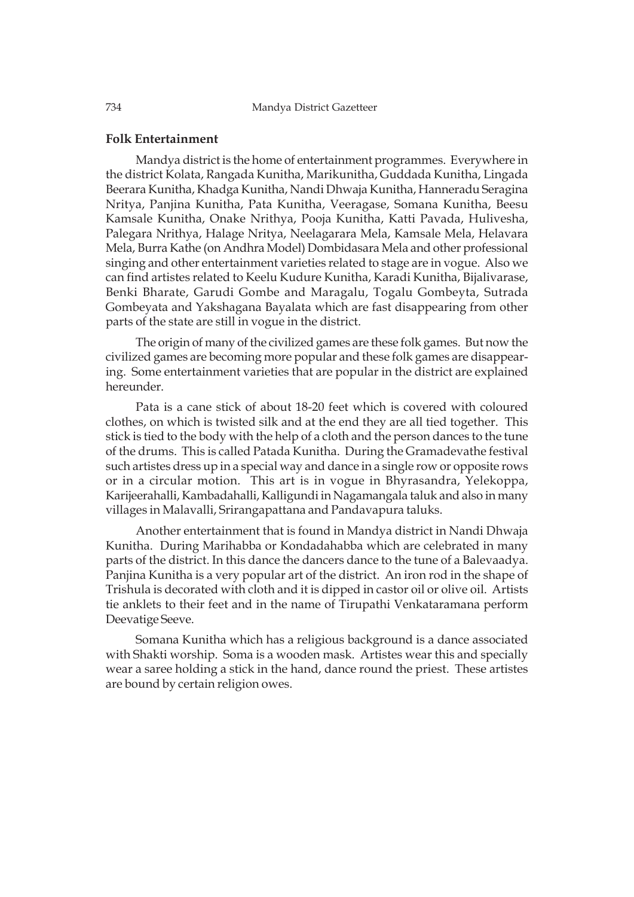### Folk Entertainment

Mandya district is the home of entertainment programmes. Everywhere in the district Kolata, Rangada Kunitha, Marikunitha, Guddada Kunitha, Lingada Beerara Kunitha, Khadga Kunitha, Nandi Dhwaja Kunitha, Hanneradu Seragina Nritya, Panjina Kunitha, Pata Kunitha, Veeragase, Somana Kunitha, Beesu Kamsale Kunitha, Onake Nrithya, Pooja Kunitha, Katti Pavada, Hulivesha, Palegara Nrithya, Halage Nritya, Neelagarara Mela, Kamsale Mela, Helavara Mela, Burra Kathe (on Andhra Model) Dombidasara Mela and other professional singing and other entertainment varieties related to stage are in vogue. Also we can find artistes related to Keelu Kudure Kunitha, Karadi Kunitha, Bijalivarase, Benki Bharate, Garudi Gombe and Maragalu, Togalu Gombeyta, Sutrada Gombeyata and Yakshagana Bayalata which are fast disappearing from other parts of the state are still in vogue in the district.

The origin of many of the civilized games are these folk games. But now the civilized games are becoming more popular and these folk games are disappearing. Some entertainment varieties that are popular in the district are explained hereunder.

Pata is a cane stick of about 18-20 feet which is covered with coloured clothes, on which is twisted silk and at the end they are all tied together. This stick is tied to the body with the help of a cloth and the person dances to the tune of the drums. This is called Patada Kunitha. During the Gramadevathe festival such artistes dress up in a special way and dance in a single row or opposite rows or in a circular motion. This art is in vogue in Bhyrasandra, Yelekoppa, Karijeerahalli, Kambadahalli, Kalligundi in Nagamangala taluk and also in many villages in Malavalli, Srirangapattana and Pandavapura taluks.

Another entertainment that is found in Mandya district in Nandi Dhwaja Kunitha. During Marihabba or Kondadahabba which are celebrated in many parts of the district. In this dance the dancers dance to the tune of a Balevaadya. Panjina Kunitha is a very popular art of the district. An iron rod in the shape of Trishula is decorated with cloth and it is dipped in castor oil or olive oil. Artists tie anklets to their feet and in the name of Tirupathi Venkataramana perform Deevatige Seeve.

Somana Kunitha which has a religious background is a dance associated with Shakti worship. Soma is a wooden mask. Artistes wear this and specially wear a saree holding a stick in the hand, dance round the priest. These artistes are bound by certain religion owes.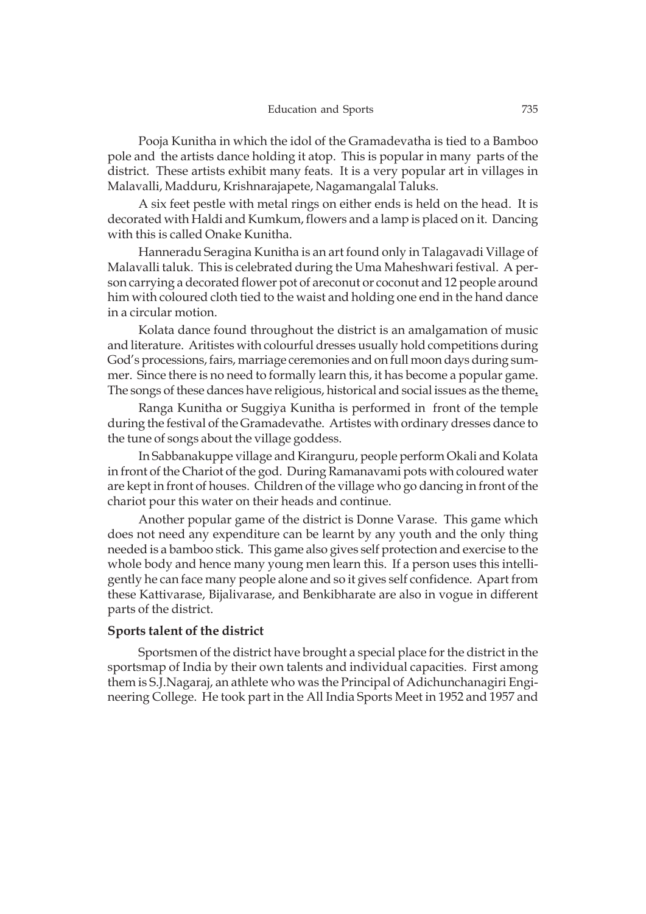Pooja Kunitha in which the idol of the Gramadevatha is tied to a Bamboo pole and the artists dance holding it atop. This is popular in many parts of the district. These artists exhibit many feats. It is a very popular art in villages in Malavalli, Madduru, Krishnarajapete, Nagamangalal Taluks.

A six feet pestle with metal rings on either ends is held on the head. It is decorated with Haldi and Kumkum, flowers and a lamp is placed on it. Dancing with this is called Onake Kunitha.

Hanneradu Seragina Kunitha is an art found only in Talagavadi Village of Malavalli taluk. This is celebrated during the Uma Maheshwari festival. A person carrying a decorated flower pot of areconut or coconut and 12 people around him with coloured cloth tied to the waist and holding one end in the hand dance in a circular motion.

Kolata dance found throughout the district is an amalgamation of music and literature. Aritistes with colourful dresses usually hold competitions during God's processions, fairs, marriage ceremonies and on full moon days during summer. Since there is no need to formally learn this, it has become a popular game. The songs of these dances have religious, historical and social issues as the theme.

Ranga Kunitha or Suggiya Kunitha is performed in front of the temple during the festival of the Gramadevathe. Artistes with ordinary dresses dance to the tune of songs about the village goddess.

In Sabbanakuppe village and Kiranguru, people perform Okali and Kolata in front of the Chariot of the god. During Ramanavami pots with coloured water are kept in front of houses. Children of the village who go dancing in front of the chariot pour this water on their heads and continue.

Another popular game of the district is Donne Varase. This game which does not need any expenditure can be learnt by any youth and the only thing needed is a bamboo stick. This game also gives self protection and exercise to the whole body and hence many young men learn this. If a person uses this intelligently he can face many people alone and so it gives self confidence. Apart from these Kattivarase, Bijalivarase, and Benkibharate are also in vogue in different parts of the district.

**Sports talent of the district**

Sportsmen of the district have brought a special place for the district in the sportsmap of India by their own talents and individual capacities. First among them is S.J.Nagaraj, an athlete who was the Principal of Adichunchanagiri Engineering College. He took part in the All India Sports Meet in 1952 and 1957 and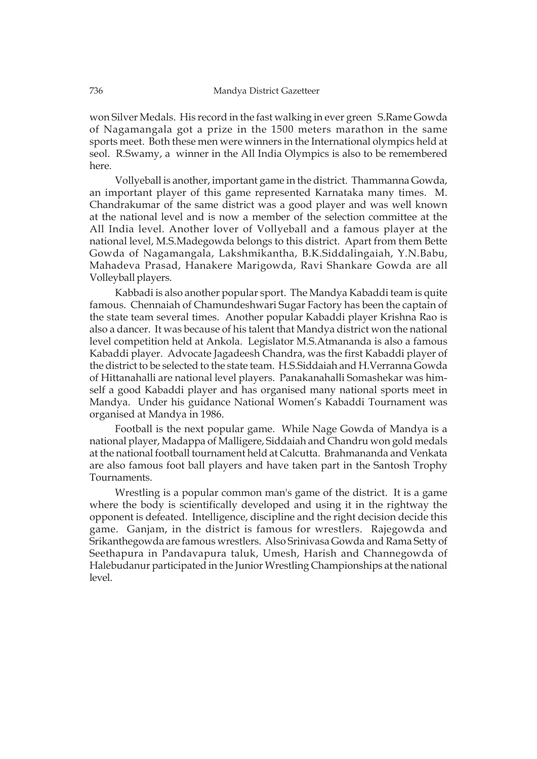won Silver Medals. His record in the fast walking in ever green S.Rame Gowda of Nagamangala got a prize in the 1500 meters marathon in the same sports meet. Both these men were winners in the International olympics held at seol. R.Swamy, a winner in the All India Olympics is also to be remembered here.

Vollyeball is another, important game in the district. Thammanna Gowda, an important player of this game represented Karnataka many times. M. Chandrakumar of the same district was a good player and was well known at the national level and is now a member of the selection committee at the All India level. Another lover of Vollyeball and a famous player at the national level, M.S.Madegowda belongs to this district. Apart from them Bette Gowda of Nagamangala, Lakshmikantha, B.K.Siddalingaiah, Y.N.Babu, Mahadeva Prasad, Hanakere Marigowda, Ravi Shankare Gowda are all Volleyball players.

Kabbadi is also another popular sport. The Mandya Kabaddi team is quite famous. Chennaiah of Chamundeshwari Sugar Factory has been the captain of the state team several times. Another popular Kabaddi player Krishna Rao is also a dancer. It was because of his talent that Mandya district won the national level competition held at Ankola. Legislator M.S.Atmananda is also a famous Kabaddi player. Advocate Jagadeesh Chandra, was the first Kabaddi player of the district to be selected to the state team. H.S.Siddaiah and H.Verranna Gowda of Hittanahalli are national level players. Panakanahalli Somashekar was himself a good Kabaddi player and has organised many national sports meet in Mandya. Under his guidance National Women's Kabaddi Tournament was organised at Mandya in 1986.

Football is the next popular game. While Nage Gowda of Mandya is a national player, Madappa of Malligere, Siddaiah and Chandru won gold medals at the national football tournament held at Calcutta. Brahmananda and Venkata are also famous foot ball players and have taken part in the Santosh Trophy Tournaments.

Wrestling is a popular common man's game of the district. It is a game where the body is scientifically developed and using it in the rightway the opponent is defeated. Intelligence, discipline and the right decision decide this game. Ganjam, in the district is famous for wrestlers. Rajegowda and Srikanthegowda are famous wrestlers. Also Srinivasa Gowda and Rama Setty of Seethapura in Pandavapura taluk, Umesh, Harish and Channegowda of Halebudanur participated in the Junior Wrestling Championships at the national level.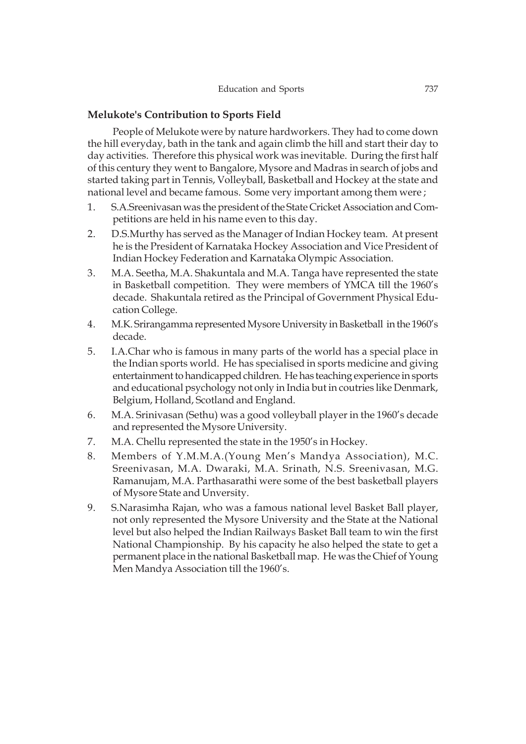### Melukote's Contribution to Sports Field

People of Melukote were by nature hardworkers. They had to come down the hill everyday, bath in the tank and again climb the hill and start their day to day activities. Therefore this physical work was inevitable. During the first half of this century they went to Bangalore, Mysore and Madras in search of jobs and started taking part in Tennis, Volleyball, Basketball and Hockey at the state and national level and became famous. Some very important among them were ;

1. S.A.Sreenivasan was the president of the State Cricket Association and Competitions are held in his name even to this day.
2. D.S.Murthy has served as the Manager of Indian Hockey team. At present he is the President of Karnataka Hockey Association and Vice President of Indian Hockey Federation and Karnataka Olympic Association.
3. M.A. Seetha, M.A. Shakuntala and M.A. Tanga have represented the state in Basketball competition. They were members of YMCA till the 1960's decade. Shakuntala retired as the Principal of Government Physical Education College.
4. M.K. Srirangamma represented Mysore University in Basketball in the 1960's decade.
5. I.A.Char who is famous in many parts of the world has a special place in the Indian sports world. He has specialised in sports medicine and giving entertainment to handicapped children. He has teaching experience in sports and educational psychology not only in India but in coutries like Denmark, Belgium, Holland, Scotland and England.
6. M.A. Srinivasan (Sethu) was a good volleyball player in the 1960's decade and represented the Mysore University.
7. M.A. Chellu represented the state in the 1950's in Hockey.
8. Members of Y.M.M.A.(Young Men's Mandya Association), M.C. Sreenivasan, M.A. Dwaraki, M.A. Srinath, N.S. Sreenivasan, M.G. Ramanujam, M.A. Parthasarathi were some of the best basketball players of Mysore State and Unversity.
9. S.Narasimha Rajan, who was a famous national level Basket Ball player, not only represented the Mysore University and the State at the National level but also helped the Indian Railways Basket Ball team to win the first National Championship. By his capacity he also helped the state to get a permanent place in the national Basketball map. He was the Chief of Young Men Mandya Association till the 1960's.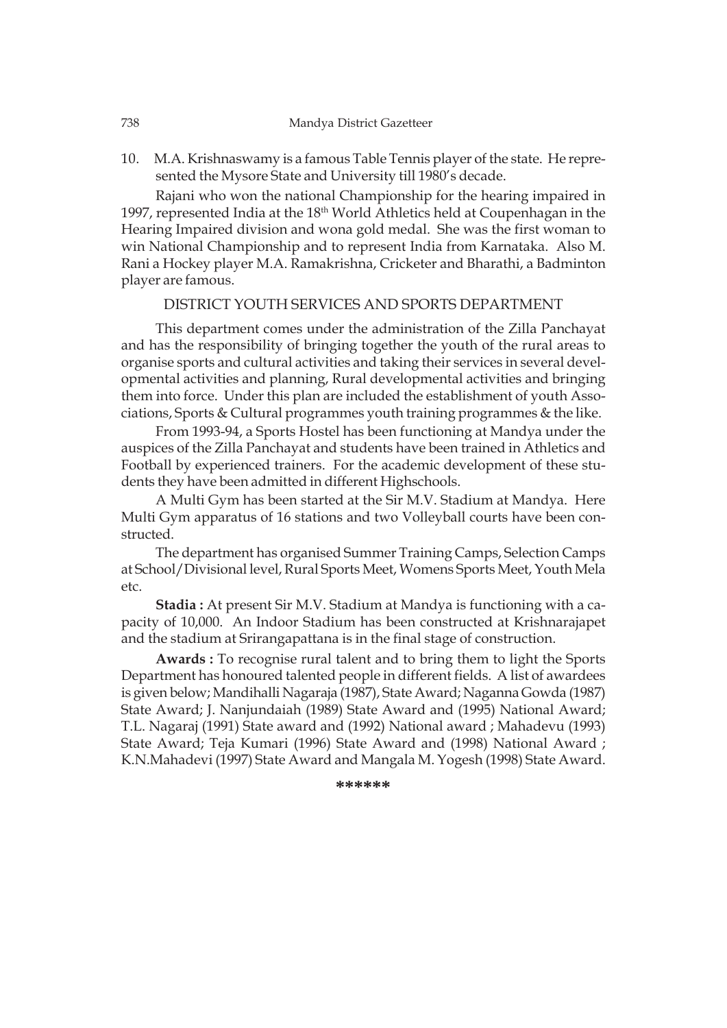10. M.A. Krishnaswamy is a famous Table Tennis player of the state. He represented the Mysore State and University till 1980's decade.

Rajani who won the national Championship for the hearing impaired in 1997, represented India at the 18th World Athletics held at Coupenhagan in the Hearing Impaired division and wona gold medal. She was the first woman to win National Championship and to represent India from Karnataka. Also M. Rani a Hockey player M.A. Ramakrishna, Cricketer and Bharathi, a Badminton player are famous.

## DISTRICT YOUTH SERVICES AND SPORTS DEPARTMENT

This department comes under the administration of the Zilla Panchayat and has the responsibility of bringing together the youth of the rural areas to organise sports and cultural activities and taking their services in several developmental activities and planning, Rural developmental activities and bringing them into force. Under this plan are included the establishment of youth Associations, Sports & Cultural programmes youth training programmes & the like.

From 1993-94, a Sports Hostel has been functioning at Mandya under the auspices of the Zilla Panchayat and students have been trained in Athletics and Football by experienced trainers. For the academic development of these students they have been admitted in different Highschools.

A Multi Gym has been started at the Sir M.V. Stadium at Mandya. Here Multi Gym apparatus of 16 stations and two Volleyball courts have been constructed.

The department has organised Summer Training Camps, Selection Camps at School/Divisional level, Rural Sports Meet, Womens Sports Meet, Youth Mela etc.

**Stadia :** At present Sir M.V. Stadium at Mandya is functioning with a capacity of 10,000. An Indoor Stadium has been constructed at Krishnarajapet and the stadium at Srirangapattana is in the final stage of construction.

**Awards :** To recognise rural talent and to bring them to light the Sports Department has honoured talented people in different fields. A list of awardees is given below; Mandihalli Nagaraja (1987), State Award; Naganna Gowda (1987) State Award; J. Nanjundaiah (1989) State Award and (1995) National Award; T.L. Nagaraj (1991) State award and (1992) National award ; Mahadevu (1993) State Award; Teja Kumari (1996) State Award and (1998) National Award ; K.N.Mahadevi (1997) State Award and Mangala M. Yogesh (1998) State Award.

******